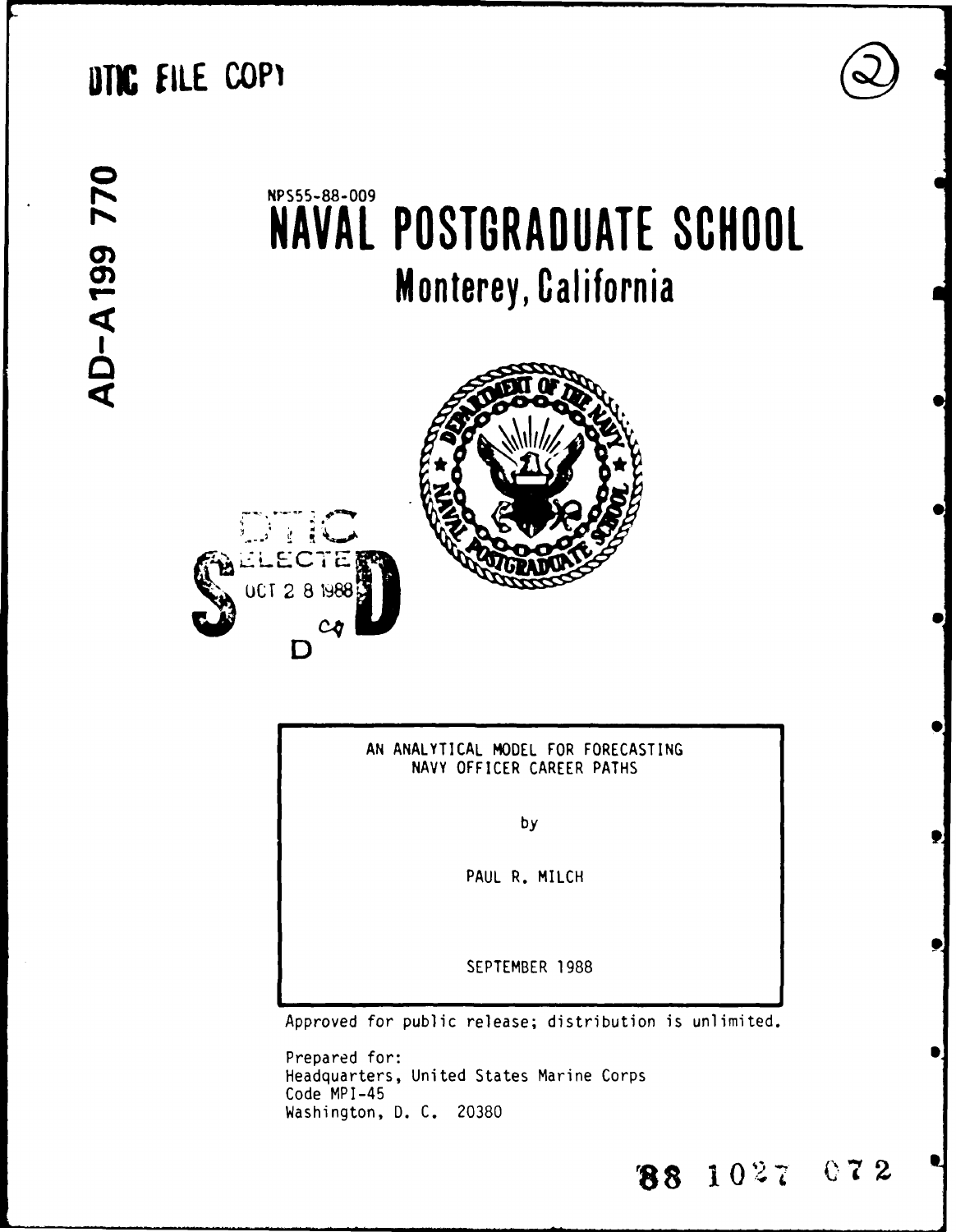DTIC FILE COPY

AD-A199 770

NPS55-88-009

# NAVAL POSTGRADUATE SCHOOL

## Monterey, California

DTIC ELECTE OCT 2 8 1988 S D

AN ANALYTICAL MODEL FOR FORECASTING NAVY OFFICER CAREER PATHS

by

PAUL R. MILCH

SEPTEMBER 1988

Approved for public release; distribution is unlimited.

Prepared for:
Headquarters, United States Marine Corps
Code MPI-45
Washington, D. C. 20380

88 10 27 072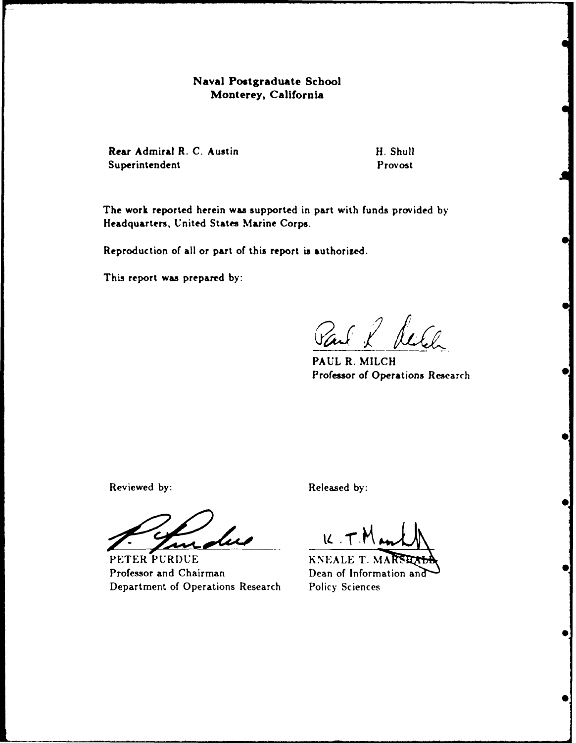**Naval Postgraduate School**
**Monterey, California**

**Rear Admiral R. C. Austin**
**Superintendent**

**H. Shull**
**Provost**

The work reported herein was supported in part with funds provided by Headquarters, United States Marine Corps.

Reproduction of all or part of this report is authorized.

This report was prepared by:

PAUL R. MILCH
Professor of Operations Research

Reviewed by:

PETER PURDUE
Professor and Chairman
Department of Operations Research

Released by:

KNEALE T. MARSHALL
Dean of Information and Policy Sciences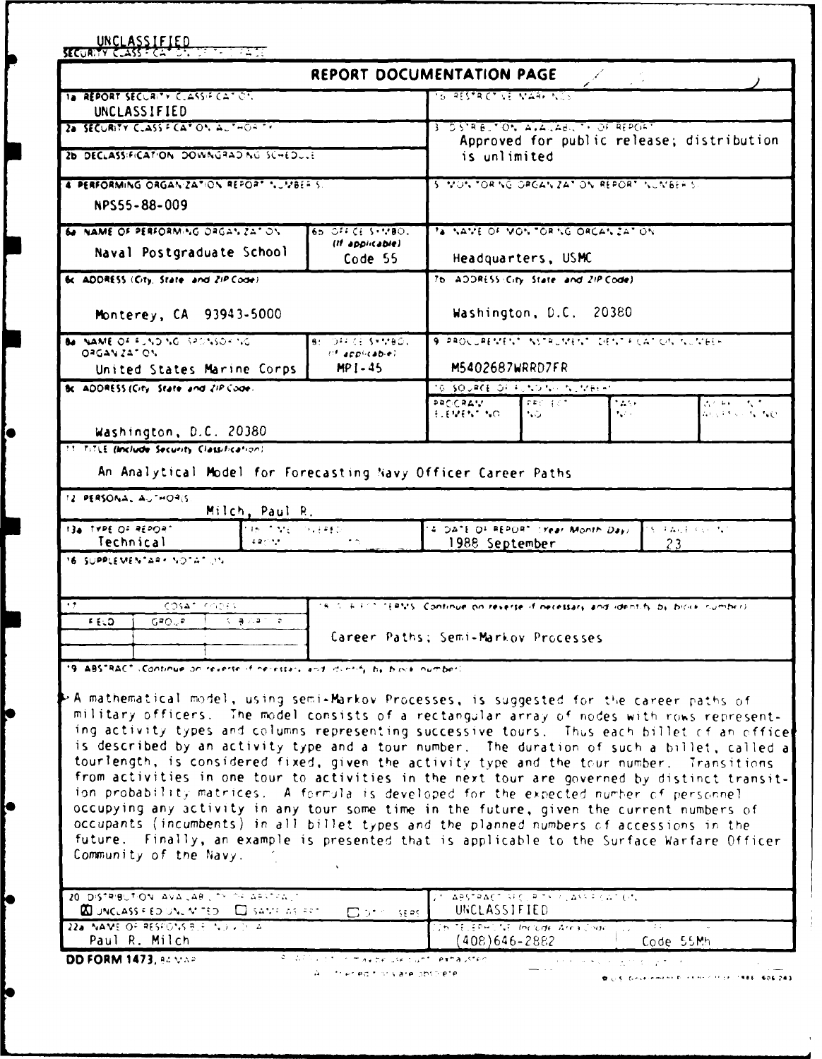UNCLASSIFIED

SECURITY CLASSIFICATION OF THIS PAGE

# REPORT DOCUMENTATION PAGE

| | |
|---|---|
| 1a REPORT SECURITY CLASSIFICATION: UNCLASSIFIED | 1b RESTRICTIVE MARKINGS |
| 2a SECURITY CLASSIFICATION AUTHORITY | 3 DISTRIBUTION/AVAILABILITY OF REPORT: Approved for public release; distribution is unlimited |
| 2b DECLASSIFICATION/DOWNGRADING SCHEDULE | |
| 4 PERFORMING ORGANIZATION REPORT NUMBER(S): NPS55-88-009 | 5 MONITORING ORGANIZATION REPORT NUMBER(S) |
| 6a NAME OF PERFORMING ORGANIZATION: Naval Postgraduate School; 6b OFFICE SYMBOL (If applicable): Code 55 | 7a NAME OF MONITORING ORGANIZATION: Headquarters, USMC |
| 6c ADDRESS (City, State, and ZIP Code): Monterey, CA 93943-5000 | 7b ADDRESS (City, State, and ZIP Code): Washington, D.C. 20380 |
| 8a NAME OF FUNDING/SPONSORING ORGANIZATION: United States Marine Corps; 8b OFFICE SYMBOL (If applicable): MPI-45 | 9 PROCUREMENT INSTRUMENT IDENTIFICATION NUMBER: M5402687WRRD7FR |
| 8c ADDRESS (City, State, and ZIP Code): Washington, D.C. 20380 | 10 SOURCE OF FUNDING NUMBERS: PROGRAM ELEMENT NO. / PROJECT NO. / TASK NO. / WORK UNIT ACCESSION NO. |

11 TITLE (Include Security Classification)

An Analytical Model for Forecasting Navy Officer Career Paths

12 PERSONAL AUTHOR(S)

Milch, Paul R.

| 13a TYPE OF REPORT | 13b TIME COVERED | 14 DATE OF REPORT (Year, Month, Day) | 15 PAGE COUNT |
|---|---|---|---|
| Technical | FROM TO | 1988 September | 23 |

16 SUPPLEMENTARY NOTATION

| 17 COSATI CODES | | | 18 SUBJECT TERMS (Continue on reverse if necessary and identify by block number) |
|---|---|---|---|
| FIELD | GROUP | SUB-GROUP | Career Paths; Semi-Markov Processes |

19 ABSTRACT (Continue on reverse if necessary and identify by block number)

A mathematical model, using semi-Markov Processes, is suggested for the career paths of military officers. The model consists of a rectangular array of nodes with rows representing activity types and columns representing successive tours. Thus each billet of an officer is described by an activity type and a tour number. The duration of such a billet, called a tourlength, is considered fixed, given the activity type and the tour number. Transitions from activities in one tour to activities in the next tour are governed by distinct transition probability matrices. A formula is developed for the expected number of personnel occupying any activity in any tour some time in the future, given the current numbers of occupants (incumbents) in all billet types and the planned numbers of accessions in the future. Finally, an example is presented that is applicable to the Surface Warfare Officer Community of the Navy.

| | |
|---|---|
| 20 DISTRIBUTION/AVAILABILITY OF ABSTRACT: ☒ UNCLASSIFIED/UNLIMITED ☐ SAME AS RPT. ☐ DTIC USERS | 21 ABSTRACT SECURITY CLASSIFICATION: UNCLASSIFIED |
| 22a NAME OF RESPONSIBLE INDIVIDUAL: Paul R. Milch | 22b TELEPHONE (Include Area Code): (408)646-2882; 22c OFFICE SYMBOL: Code 55Mh |

DD FORM 1473, 84 MAR — 83 APR edition may be used until exhausted. All other editions are obsolete.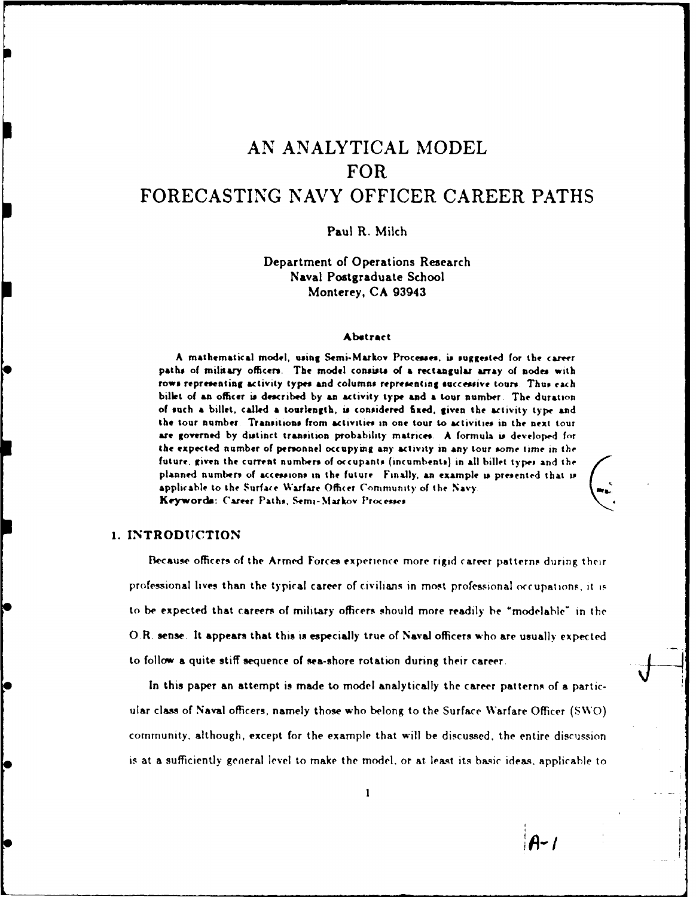# AN ANALYTICAL MODEL FOR FORECASTING NAVY OFFICER CAREER PATHS

Paul R. Milch

Department of Operations Research
Naval Postgraduate School
Monterey, CA 93943

### Abstract

**A mathematical model, using Semi-Markov Processes, is suggested for the career paths of military officers. The model consists of a rectangular array of nodes with rows representing activity types and columns representing successive tours. Thus each billet of an officer is described by an activity type and a tour number. The duration of such a billet, called a tourlength, is considered fixed, given the activity type and the tour number. Transitions from activities in one tour to activities in the next tour are governed by distinct transition probability matrices. A formula is developed for the expected number of personnel occupying any activity in any tour some time in the future, given the current numbers of occupants (incumbents) in all billet types and the planned numbers of accessions in the future. Finally, an example is presented that is applicable to the Surface Warfare Officer Community of the Navy.**
**Keywords: Career Paths, Semi-Markov Processes**

## 1. INTRODUCTION

Because officers of the Armed Forces experience more rigid career patterns during their professional lives than the typical career of civilians in most professional occupations, it is to be expected that careers of military officers should more readily be "modelable" in the O.R. sense. It appears that this is especially true of Naval officers who are usually expected to follow a quite stiff sequence of sea-shore rotation during their career.

In this paper an attempt is made to model analytically the career patterns of a particular class of Naval officers, namely those who belong to the Surface Warfare Officer (SWO) community, although, except for the example that will be discussed, the entire discussion is at a sufficiently general level to make the model, or at least its basic ideas, applicable to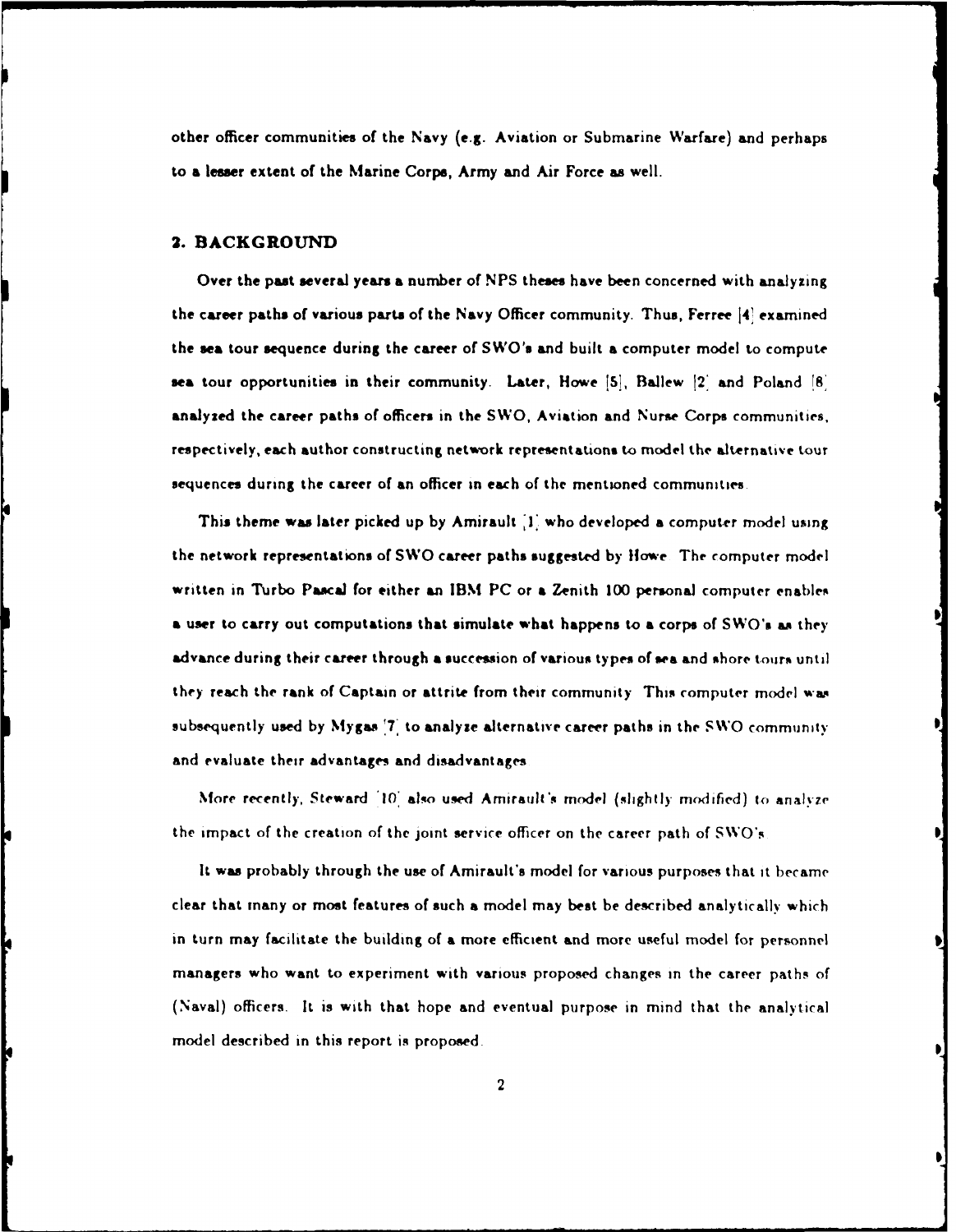other officer communities of the Navy (e.g. Aviation or Submarine Warfare) and perhaps to a lesser extent of the Marine Corps, Army and Air Force as well.

## 2. BACKGROUND

Over the past several years a number of NPS theses have been concerned with analyzing the career paths of various parts of the Navy Officer community. Thus, Ferree [4] examined the sea tour sequence during the career of SWO's and built a computer model to compute sea tour opportunities in their community. Later, Howe [5], Ballew [2] and Poland [8] analyzed the career paths of officers in the SWO, Aviation and Nurse Corps communities, respectively, each author constructing network representations to model the alternative tour sequences during the career of an officer in each of the mentioned communities.

This theme was later picked up by Amirault [1] who developed a computer model using the network representations of SWO career paths suggested by Howe. The computer model written in Turbo Pascal for either an IBM PC or a Zenith 100 personal computer enables a user to carry out computations that simulate what happens to a corps of SWO's as they advance during their career through a succession of various types of sea and shore tours until they reach the rank of Captain or attrite from their community. This computer model was subsequently used by Mygas [7] to analyze alternative career paths in the SWO community and evaluate their advantages and disadvantages.

More recently, Steward [10] also used Amirault's model (slightly modified) to analyze the impact of the creation of the joint service officer on the career path of SWO's.

It was probably through the use of Amirault's model for various purposes that it became clear that many or most features of such a model may best be described analytically which in turn may facilitate the building of a more efficient and more useful model for personnel managers who want to experiment with various proposed changes in the career paths of (Naval) officers. It is with that hope and eventual purpose in mind that the analytical model described in this report is proposed.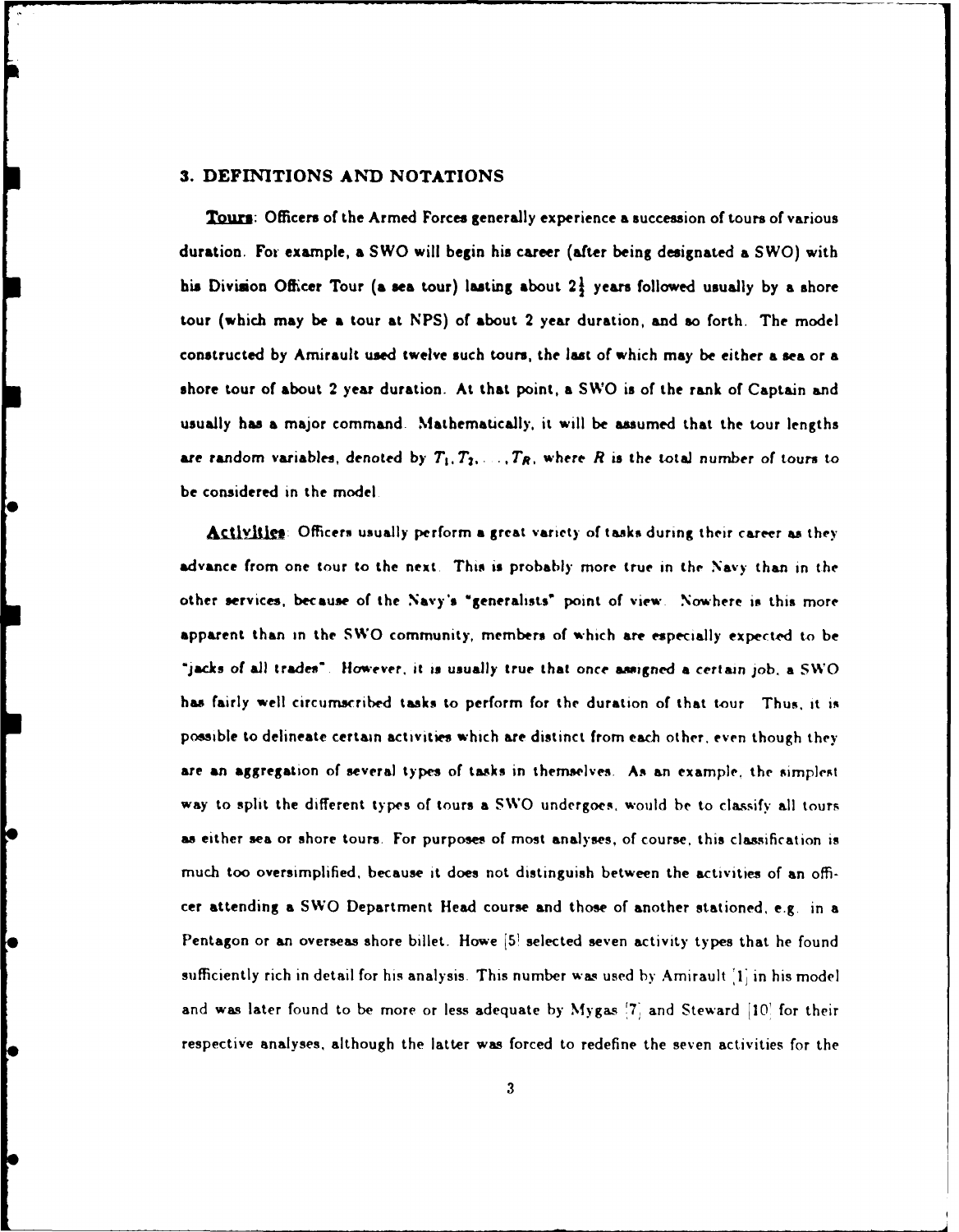## 3. DEFINITIONS AND NOTATIONS

**Tours**: Officers of the Armed Forces generally experience a succession of tours of various duration. For example, a SWO will begin his career (after being designated a SWO) with his Division Officer Tour (a sea tour) lasting about $2\frac{1}{2}$ years followed usually by a shore tour (which may be a tour at NPS) of about 2 year duration, and so forth. The model constructed by Amirault used twelve such tours, the last of which may be either a sea or a shore tour of about 2 year duration. At that point, a SWO is of the rank of Captain and usually has a major command. Mathematically, it will be assumed that the tour lengths are random variables, denoted by $T_1, T_2, \ldots, T_R$, where $R$ is the total number of tours to be considered in the model.

**Activities**: Officers usually perform a great variety of tasks during their career as they advance from one tour to the next. This is probably more true in the Navy than in the other services, because of the Navy's "generalists" point of view. Nowhere is this more apparent than in the SWO community, members of which are especially expected to be "jacks of all trades". However, it is usually true that once assigned a certain job, a SWO has fairly well circumscribed tasks to perform for the duration of that tour. Thus, it is possible to delineate certain activities which are distinct from each other, even though they are an aggregation of several types of tasks in themselves. As an example, the simplest way to split the different types of tours a SWO undergoes, would be to classify all tours as either sea or shore tours. For purposes of most analyses, of course, this classification is much too oversimplified, because it does not distinguish between the activities of an officer attending a SWO Department Head course and those of another stationed, e.g. in a Pentagon or an overseas shore billet. Howe [5] selected seven activity types that he found sufficiently rich in detail for his analysis. This number was used by Amirault [1] in his model and was later found to be more or less adequate by Mygas [7] and Steward [10] for their respective analyses, although the latter was forced to redefine the seven activities for the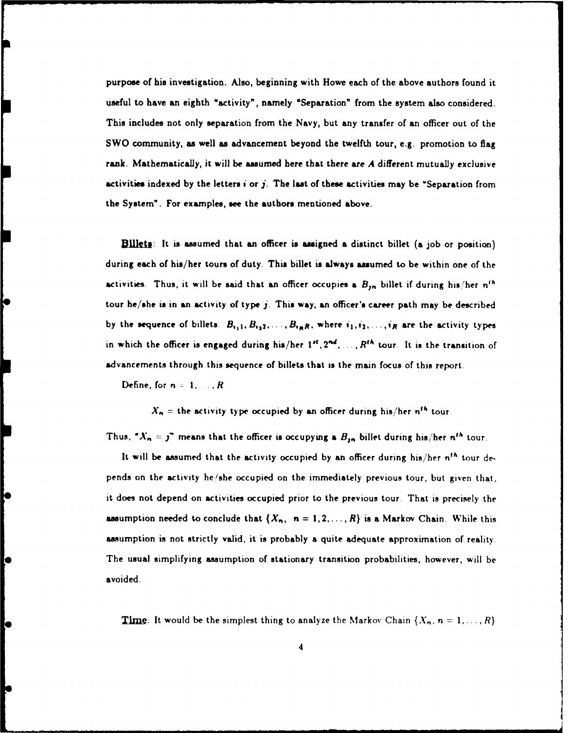purpose of his investigation. Also, beginning with Howe each of the above authors found it useful to have an eighth "activity", namely "Separation" from the system also considered. This includes not only separation from the Navy, but any transfer of an officer out of the SWO community, as well as advancement beyond the twelfth tour, e.g. promotion to flag rank. Mathematically, it will be assumed here that there are $A$ different mutually exclusive activities indexed by the letters $i$ or $j$. The last of these activities may be "Separation from the System". For examples, see the authors mentioned above.

**Billets**: It is assumed that an officer is assigned a distinct billet (a job or position) during each of his/her tours of duty. This billet is always assumed to be within one of the activities. Thus, it will be said that an officer occupies a $B_{jn}$ billet if during his/her $n^{th}$ tour he/she is in an activity of type $j$. This way, an officer's career path may be described by the sequence of billets $B_{i_1 1}, B_{i_2 2}, \ldots, B_{i_R R}$, where $i_1, i_2, \ldots, i_R$ are the activity types in which the officer is engaged during his/her $1^{st}, 2^{nd}, \ldots, R^{th}$ tour. It is the transition of advancements through this sequence of billets that is the main focus of this report.

Define, for $n = 1, \ldots, R$

$$X_n = \text{the activity type occupied by an officer during his/her } n^{th} \text{ tour.}$$

Thus, "$X_n = j$" means that the officer is occupying a $B_{jn}$ billet during his/her $n^{th}$ tour.

It will be assumed that the activity occupied by an officer during his/her $n^{th}$ tour depends on the activity he/she occupied on the immediately previous tour, but given that, it does not depend on activities occupied prior to the previous tour. That is precisely the assumption needed to conclude that $\{X_n, \ n = 1, 2, \ldots, R\}$ is a Markov Chain. While this assumption is not strictly valid, it is probably a quite adequate approximation of reality. The usual simplifying assumption of stationary transition probabilities, however, will be avoided.

**Time**: It would be the simplest thing to analyze the Markov Chain $\{X_n, n = 1, \ldots, R\}$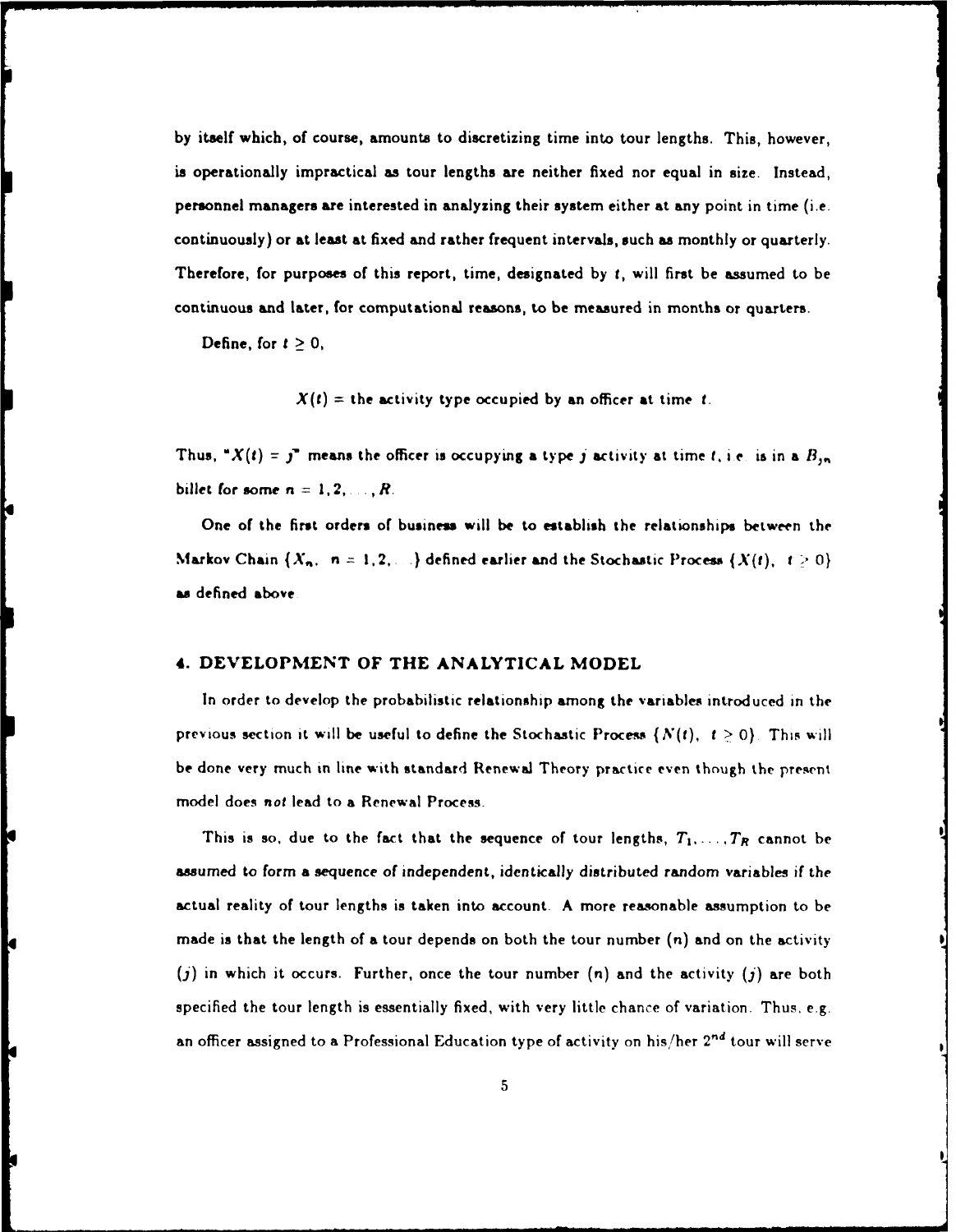by itself which, of course, amounts to discretizing time into tour lengths. This, however, is operationally impractical as tour lengths are neither fixed nor equal in size. Instead, personnel managers are interested in analyzing their system either at any point in time (i.e. continuously) or at least at fixed and rather frequent intervals, such as monthly or quarterly. Therefore, for purposes of this report, time, designated by $t$, will first be assumed to be continuous and later, for computational reasons, to be measured in months or quarters.

Define, for $t \geq 0$,

$$X(t) = \text{the activity type occupied by an officer at time } t.$$

Thus, "$X(t) = j$" means the officer is occupying a type $j$ activity at time $t$, i.e. is in a $B_{jn}$ billet for some $n = 1, 2, \ldots, R$.

One of the first orders of business will be to establish the relationships between the Markov Chain $\{X_n, \ n = 1, 2, \ldots\}$ defined earlier and the Stochastic Process $\{X(t), \ t \geq 0\}$ as defined above.

## 4. DEVELOPMENT OF THE ANALYTICAL MODEL

In order to develop the probabilistic relationship among the variables introduced in the previous section it will be useful to define the Stochastic Process $\{N(t), \ t \geq 0\}$. This will be done very much in line with standard Renewal Theory practice even though the present model does *not* lead to a Renewal Process.

This is so, due to the fact that the sequence of tour lengths, $T_1, \ldots, T_R$ cannot be assumed to form a sequence of independent, identically distributed random variables if the actual reality of tour lengths is taken into account. A more reasonable assumption to be made is that the length of a tour depends on both the tour number ($n$) and on the activity ($j$) in which it occurs. Further, once the tour number ($n$) and the activity ($j$) are both specified the tour length is essentially fixed, with very little chance of variation. Thus, e.g. an officer assigned to a Professional Education type of activity on his/her $2^{nd}$ tour will serve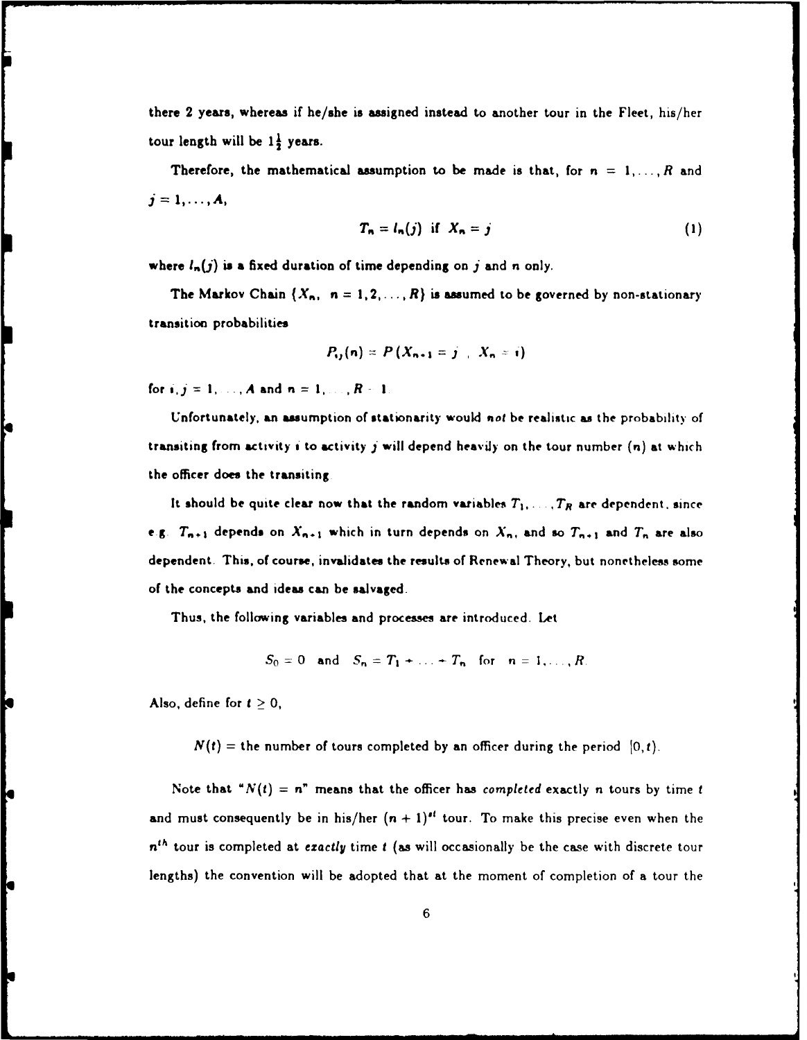there 2 years, whereas if he/she is assigned instead to another tour in the Fleet, his/her tour length will be $1\frac{1}{2}$ years.

Therefore, the mathematical assumption to be made is that, for $n = 1, \ldots, R$ and $j = 1, \ldots, A$,

$$T_n = l_n(j) \text{ if } X_n = j \tag{1}$$

where $l_n(j)$ is a fixed duration of time depending on $j$ and $n$ only.

The Markov Chain $\{X_n, \ n = 1, 2, \ldots, R\}$ is assumed to be governed by non-stationary transition probabilities

$$P_{ij}(n) = P(X_{n+1} = j \mid X_n = i)$$

for $i, j = 1, \ldots, A$ and $n = 1, \ldots, R-1$.

Unfortunately, an assumption of stationarity would *not* be realistic as the probability of transiting from activity $i$ to activity $j$ will depend heavily on the tour number ($n$) at which the officer does the transiting.

It should be quite clear now that the random variables $T_1, \ldots, T_R$ are dependent, since e.g. $T_{n+1}$ depends on $X_{n+1}$ which in turn depends on $X_n$, and so $T_{n+1}$ and $T_n$ are also dependent. This, of course, invalidates the results of Renewal Theory, but nonetheless some of the concepts and ideas can be salvaged.

Thus, the following variables and processes are introduced. Let

$$S_0 = 0 \quad \text{and} \quad S_n = T_1 + \ldots + T_n \quad \text{for} \quad n = 1, \ldots, R.$$

Also, define for $t \geq 0$,

$N(t)$ = the number of tours completed by an officer during the period $[0, t)$.

Note that "$N(t) = n$" means that the officer has *completed* exactly $n$ tours by time $t$ and must consequently be in his/her $(n+1)^{st}$ tour. To make this precise even when the $n^{th}$ tour is completed at *exactly* time $t$ (as will occasionally be the case with discrete tour lengths) the convention will be adopted that at the moment of completion of a tour the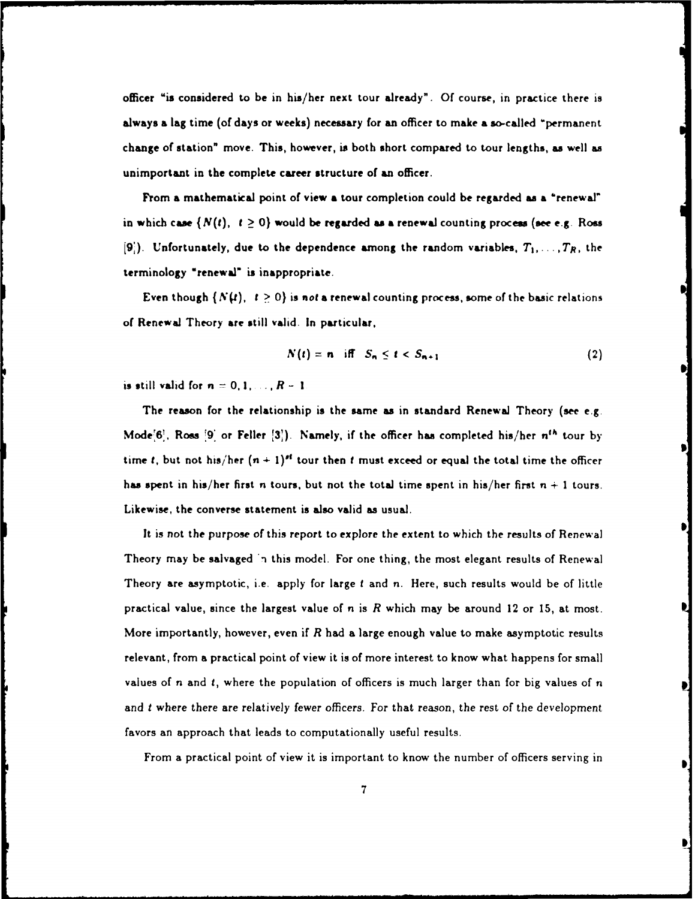officer "is considered to be in his/her next tour already". Of course, in practice there is always a lag time (of days or weeks) necessary for an officer to make a so-called "permanent change of station" move. This, however, is both short compared to tour lengths, as well as unimportant in the complete career structure of an officer.

From a mathematical point of view a tour completion could be regarded as a "renewal" in which case $\{N(t),\ t \geq 0\}$ would be regarded as a renewal counting process (see e.g. Ross [9]). Unfortunately, due to the dependence among the random variables, $T_1, \ldots, T_R$, the terminology "renewal" is inappropriate.

Even though $\{N(t),\ t \geq 0\}$ is *not* a renewal counting process, some of the basic relations of Renewal Theory are still valid. In particular,

$$N(t) = n \quad \text{iff} \quad S_n \leq t < S_{n+1} \tag{2}$$

is still valid for $n = 0, 1, \ldots, R - 1$.

The reason for the relationship is the same as in standard Renewal Theory (see e.g. Mode [6], Ross [9] or Feller [3]). Namely, if the officer has completed his/her $n^{th}$ tour by time $t$, but not his/her $(n+1)^{st}$ tour then $t$ must exceed or equal the total time the officer has spent in his/her first $n$ tours, but not the total time spent in his/her first $n + 1$ tours. Likewise, the converse statement is also valid as usual.

It is not the purpose of this report to explore the extent to which the results of Renewal Theory may be salvaged in this model. For one thing, the most elegant results of Renewal Theory are asymptotic, i.e. apply for large $t$ and $n$. Here, such results would be of little practical value, since the largest value of $n$ is $R$ which may be around 12 or 15, at most. More importantly, however, even if $R$ had a large enough value to make asymptotic results relevant, from a practical point of view it is of more interest to know what happens for small values of $n$ and $t$, where the population of officers is much larger than for big values of $n$ and $t$ where there are relatively fewer officers. For that reason, the rest of the development favors an approach that leads to computationally useful results.

From a practical point of view it is important to know the number of officers serving in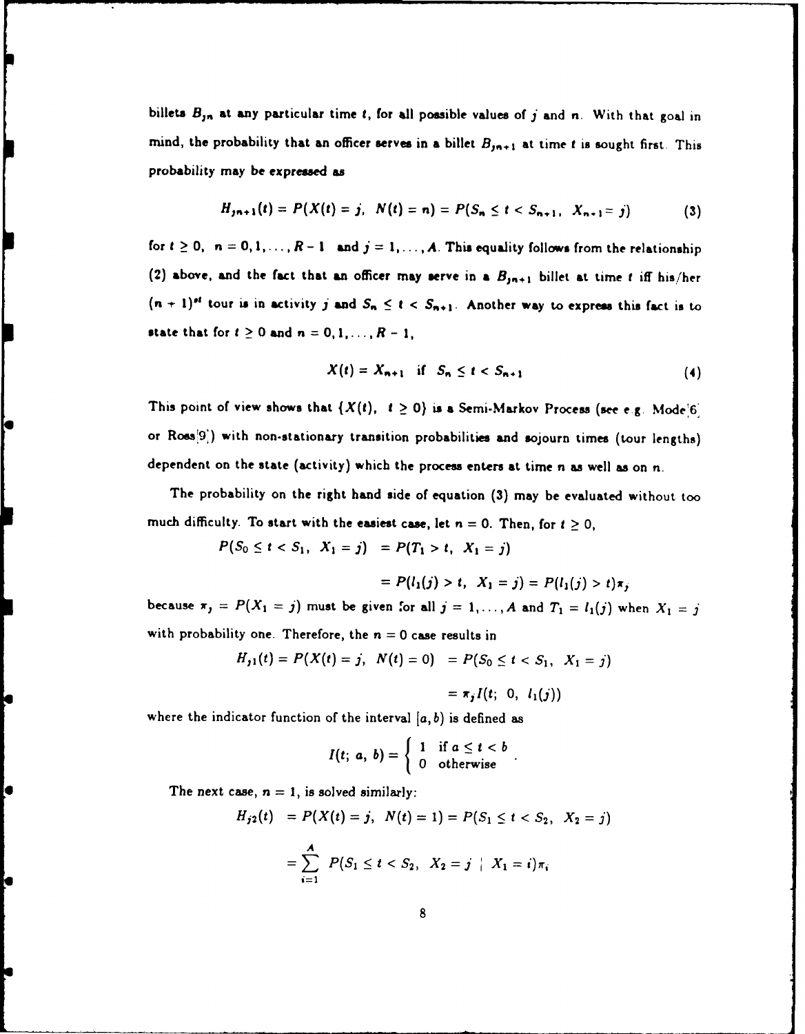billets $B_{jn}$ at any particular time $t$, for all possible values of $j$ and $n$. With that goal in mind, the probability that an officer serves in a billet $B_{jn+1}$ at time $t$ is sought first. This probability may be expressed as

$$H_{jn+1}(t) = P(X(t) = j, \; N(t) = n) = P(S_n \leq t < S_{n+1}, \; X_{n+1} = j) \tag{3}$$

for $t \geq 0$, $n = 0, 1, \ldots, R-1$ and $j = 1, \ldots, A$. This equality follows from the relationship (2) above, and the fact that an officer may serve in a $B_{jn+1}$ billet at time $t$ iff his/her $(n+1)^{st}$ tour is in activity $j$ and $S_n \leq t < S_{n+1}$. Another way to express this fact is to state that for $t \geq 0$ and $n = 0, 1, \ldots, R-1$,

$$X(t) = X_{n+1} \quad \text{if} \quad S_n \leq t < S_{n+1} \tag{4}$$

This point of view shows that $\{X(t), \; t \geq 0\}$ is a Semi-Markov Process (see e.g. Mode[6] or Ross[9]) with non-stationary transition probabilities and sojourn times (tour lengths) dependent on the state (activity) which the process enters at time $n$ as well as on $n$.

The probability on the right hand side of equation (3) may be evaluated without too much difficulty. To start with the easiest case, let $n = 0$. Then, for $t \geq 0$,

$$\begin{aligned} P(S_0 \leq t < S_1, \; X_1 = j) &= P(T_1 > t, \; X_1 = j) \\ &= P(l_1(j) > t, \; X_1 = j) = P(l_1(j) > t)\pi_j \end{aligned}$$

because $\pi_j = P(X_1 = j)$ must be given for all $j = 1, \ldots, A$ and $T_1 = l_1(j)$ when $X_1 = j$ with probability one. Therefore, the $n = 0$ case results in

$$\begin{aligned} H_{j1}(t) = P(X(t) = j, \; N(t) = 0) &= P(S_0 \leq t < S_1, \; X_1 = j) \\ &= \pi_j I(t; \; 0, \; l_1(j)) \end{aligned}$$

where the indicator function of the interval $[a, b)$ is defined as

$$I(t; \; a, \; b) = \begin{cases} 1 & \text{if } a \leq t < b \\ 0 & \text{otherwise} \end{cases}.$$

The next case, $n = 1$, is solved similarly:

$$\begin{aligned} H_{j2}(t) &= P(X(t) = j, \; N(t) = 1) = P(S_1 \leq t < S_2, \; X_2 = j) \\ &= \sum_{i=1}^{A} P(S_1 \leq t < S_2, \; X_2 = j \mid X_1 = i)\pi_i \end{aligned}$$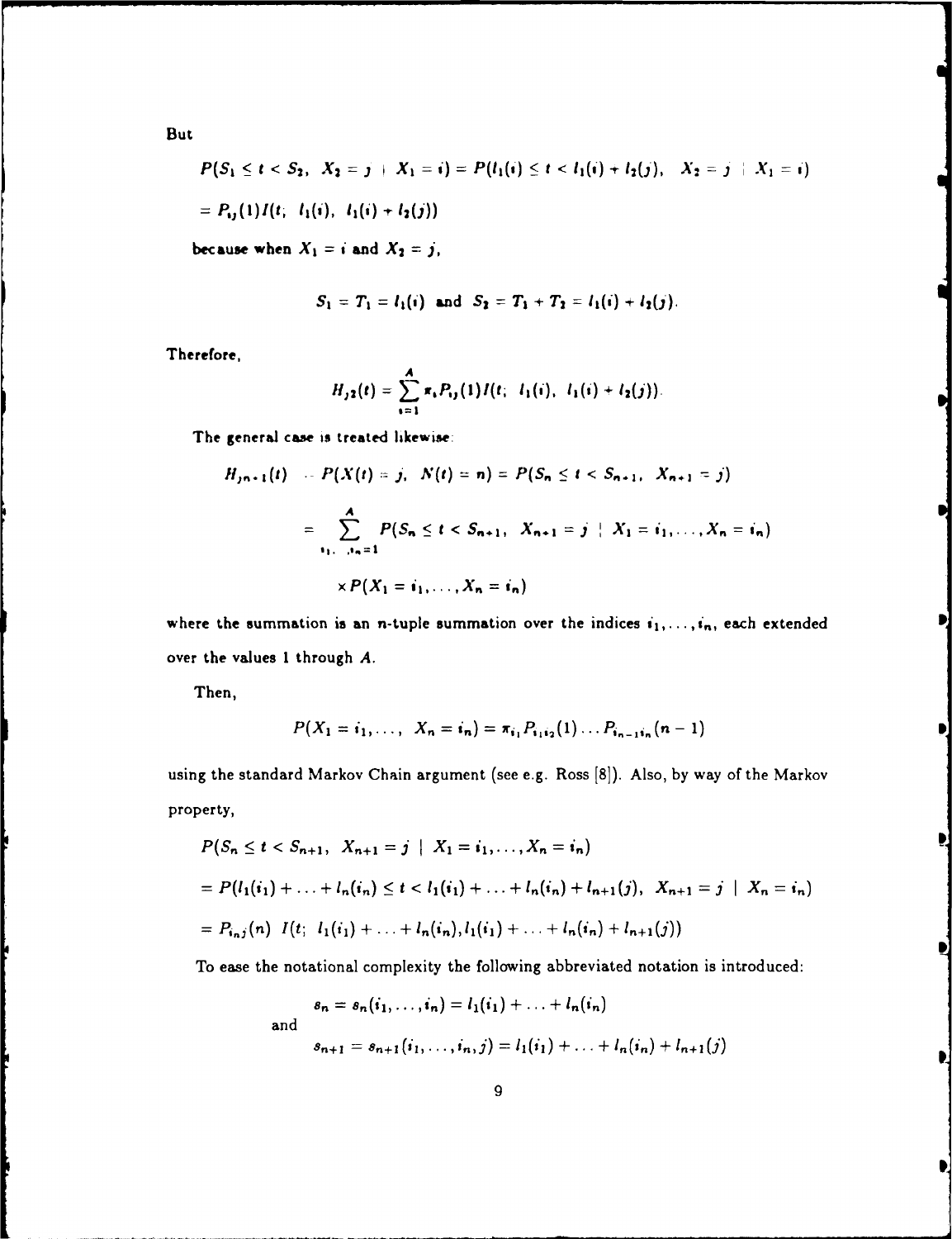But

$$P(S_1 \le t < S_2,\ X_2 = j \mid X_1 = i) = P(l_1(i) \le t < l_1(i) + l_2(j),\ \ X_2 = j \mid X_1 = i)$$

$$= P_{ij}(1) I(t;\ l_1(i),\ l_1(i) + l_2(j))$$

because when $X_1 = i$ and $X_2 = j$,

$$S_1 = T_1 = l_1(i) \text{ and } S_2 = T_1 + T_2 = l_1(i) + l_2(j).$$

Therefore,

$$H_{j2}(t) = \sum_{i=1}^{A} \pi_i P_{ij}(1) I(t;\ l_1(i),\ l_1(i) + l_2(j)).$$

The general case is treated likewise:

$$H_{j,n+1}(t) = P(X(t) = j,\ N(t) = n) = P(S_n \le t < S_{n+1},\ X_{n+1} = j)$$

$$= \sum_{i_1,\ldots,i_n=1}^{A} P(S_n \le t < S_{n+1},\ X_{n+1} = j \mid X_1 = i_1, \ldots, X_n = i_n)$$

$$\times P(X_1 = i_1, \ldots, X_n = i_n)$$

where the summation is an $n$-tuple summation over the indices $i_1, \ldots, i_n$, each extended over the values 1 through $A$.

Then,

$$P(X_1 = i_1, \ldots,\ X_n = i_n) = \pi_{i_1} P_{i_1 i_2}(1) \ldots P_{i_{n-1} i_n}(n-1)$$

using the standard Markov Chain argument (see e.g. Ross [8]). Also, by way of the Markov property,

$$P(S_n \le t < S_{n+1},\ X_{n+1} = j \mid X_1 = i_1, \ldots, X_n = i_n)$$

$$= P(l_1(i_1) + \ldots + l_n(i_n) \le t < l_1(i_1) + \ldots + l_n(i_n) + l_{n+1}(j),\ X_{n+1} = j \mid X_n = i_n)$$

$$= P_{i_n j}(n)\ \ I(t;\ l_1(i_1) + \ldots + l_n(i_n), l_1(i_1) + \ldots + l_n(i_n) + l_{n+1}(j))$$

To ease the notational complexity the following abbreviated notation is introduced:

$$s_n = s_n(i_1, \ldots, i_n) = l_1(i_1) + \ldots + l_n(i_n)$$

and

$$s_{n+1} = s_{n+1}(i_1, \ldots, i_n, j) = l_1(i_1) + \ldots + l_n(i_n) + l_{n+1}(j)$$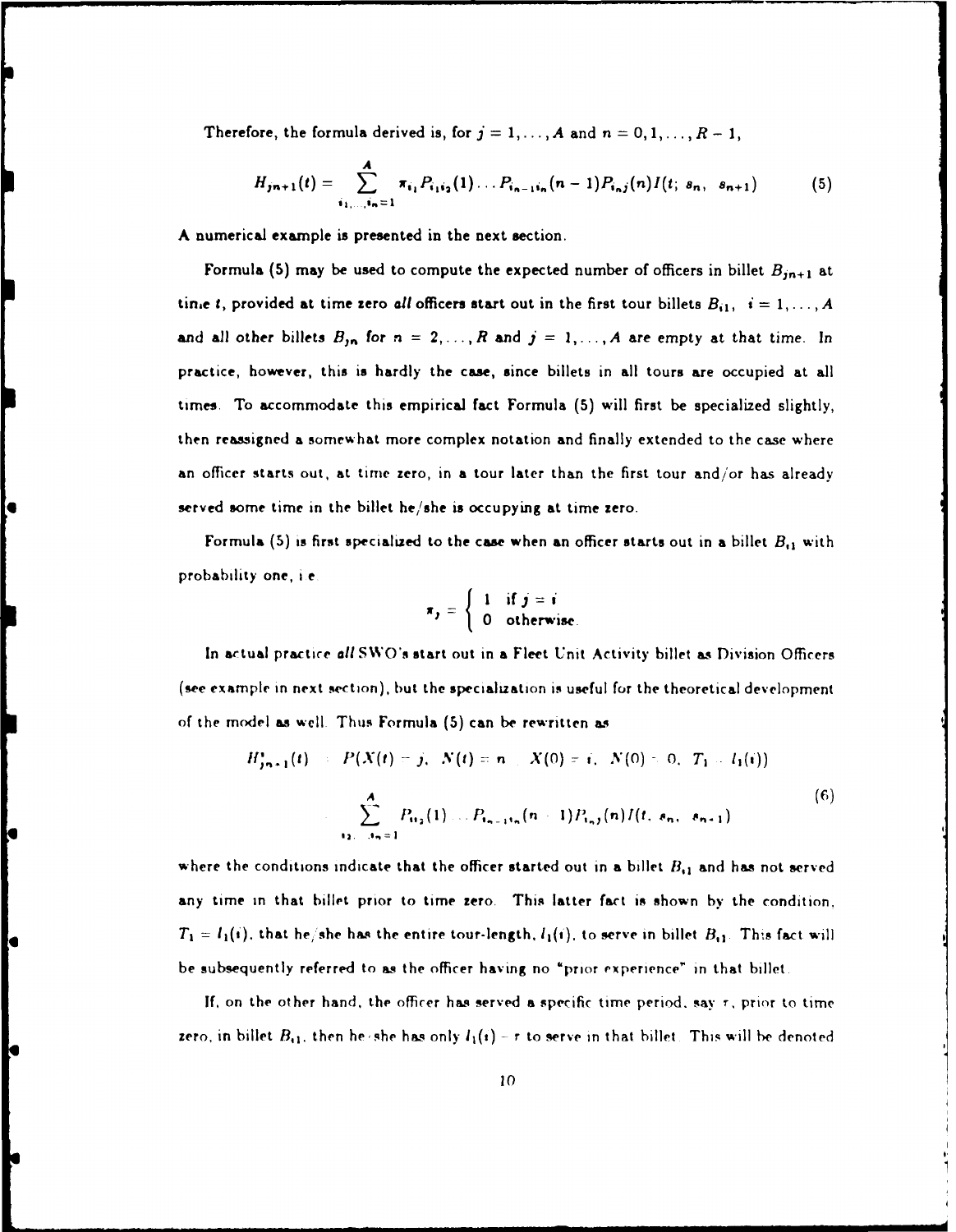Therefore, the formula derived is, for $j = 1, \ldots, A$ and $n = 0, 1, \ldots, R-1$,

$$H_{jn+1}(t) = \sum_{i_1, \ldots, i_n = 1}^{A} \pi_{i_1} P_{i_1 i_2}(1) \ldots P_{i_{n-1} i_n}(n-1) P_{i_n j}(n) I(t;\ s_n,\ s_{n+1}) \tag{5}$$

A numerical example is presented in the next section.

Formula (5) may be used to compute the expected number of officers in billet $B_{jn+1}$ at time $t$, provided at time zero *all* officers start out in the first tour billets $B_{i1}$, $i = 1, \ldots, A$ and all other billets $B_{jn}$ for $n = 2, \ldots, R$ and $j = 1, \ldots, A$ are empty at that time. In practice, however, this is hardly the case, since billets in all tours are occupied at all times. To accommodate this empirical fact Formula (5) will first be specialized slightly, then reassigned a somewhat more complex notation and finally extended to the case where an officer starts out, at time zero, in a tour later than the first tour and/or has already served some time in the billet he/she is occupying at time zero.

Formula (5) is first specialized to the case when an officer starts out in a billet $B_{i1}$ with probability one, i.e.

$$\pi_j = \begin{cases} 1 & \text{if } j = i \\ 0 & \text{otherwise.} \end{cases}$$

In actual practice *all* SWO's start out in a Fleet Unit Activity billet as Division Officers (see example in next section), but the specialization is useful for the theoretical development of the model as well. Thus Formula (5) can be rewritten as

$$\begin{aligned} H^{*}_{jn+1}(t) &= P(X(t) = j,\ N(t) = n \mid X(0) = i,\ N(0) = 0,\ T_1 = l_1(i)) \\ &= \sum_{i_2, \ldots, i_n = 1}^{A} P_{i i_2}(1) \ldots P_{i_{n-1} i_n}(n-1) P_{i_n j}(n) I(t;\ s_n,\ s_{n+1}) \end{aligned} \tag{6}$$

where the conditions indicate that the officer started out in a billet $B_{i1}$ and has not served any time in that billet prior to time zero. This latter fact is shown by the condition, $T_1 = l_1(i)$, that he/she has the entire tour-length, $l_1(i)$, to serve in billet $B_{i1}$. This fact will be subsequently referred to as the officer having no "prior experience" in that billet.

If, on the other hand, the officer has served a specific time period, say $\tau$, prior to time zero, in billet $B_{i1}$, then he/she has only $l_1(i) - \tau$ to serve in that billet. This will be denoted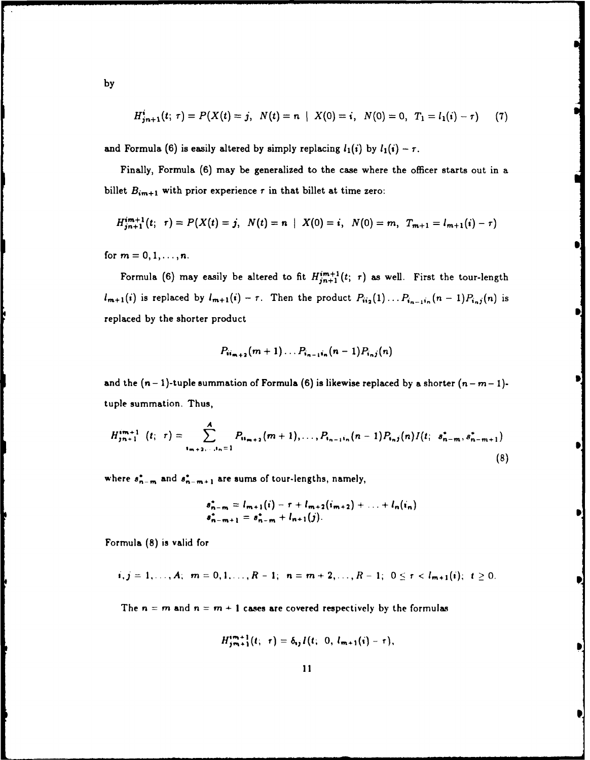by

$$H^{i}_{jn+1}(t;\ \tau) = P(X(t) = j,\ \ N(t) = n\ \mid\ X(0) = i,\ \ N(0) = 0,\ \ T_1 = l_1(i) - \tau) \qquad (7)$$

and Formula (6) is easily altered by simply replacing $l_1(i)$ by $l_1(i) - \tau$.

Finally, Formula (6) may be generalized to the case where the officer starts out in a billet $B_{im+1}$ with prior experience $\tau$ in that billet at time zero:

$$H^{im+1}_{jn+1}(t;\ \ \tau) = P(X(t) = j,\ \ N(t) = n\ \mid\ X(0) = i,\ \ N(0) = m,\ \ T_{m+1} = l_{m+1}(i) - \tau)$$

for $m = 0, 1, \ldots, n$.

Formula (6) may easily be altered to fit $H^{im+1}_{jn+1}(t;\ \tau)$ as well. First the tour-length $l_{m+1}(i)$ is replaced by $l_{m+1}(i) - \tau$. Then the product $P_{ii_2}(1)\ldots P_{i_{n-1}i_n}(n-1)P_{i_nj}(n)$ is replaced by the shorter product

$$P_{ii_{m+2}}(m+1)\ldots P_{i_{n-1}i_n}(n-1)P_{i_nj}(n)$$

and the $(n-1)$-tuple summation of Formula (6) is likewise replaced by a shorter $(n-m-1)$-tuple summation. Thus,

$$H^{im+1}_{jn+1}\ \ (t;\ \ \tau) = \sum_{i_{m+2},\ldots,i_n=1}^{A} P_{ii_{m+2}}(m+1),\ldots,P_{i_{n-1}i_n}(n-1)P_{i_nj}(n)I(t;\ \ s^*_{n-m}, s^*_{n-m+1}) \qquad (8)$$

where $s^*_{n-m}$ and $s^*_{n-m+1}$ are sums of tour-lengths, namely,

$$\begin{aligned} s^*_{n-m} &= l_{m+1}(i) - \tau + l_{m+2}(i_{m+2}) + \ldots + l_n(i_n) \\ s^*_{n-m+1} &= s^*_{n-m} + l_{n+1}(j). \end{aligned}$$

Formula (8) is valid for

$$i, j = 1, \ldots, A;\ \ m = 0, 1, \ldots, R-1;\ \ n = m+2, \ldots, R-1;\ \ 0 \le \tau < l_{m+1}(i);\ \ t \ge 0.$$

The $n = m$ and $n = m+1$ cases are covered respectively by the formulas

$$H^{im+1}_{jm+1}(t;\ \ \tau) = \delta_{ij} I(t;\ \ 0,\ l_{m+1}(i) - \tau),$$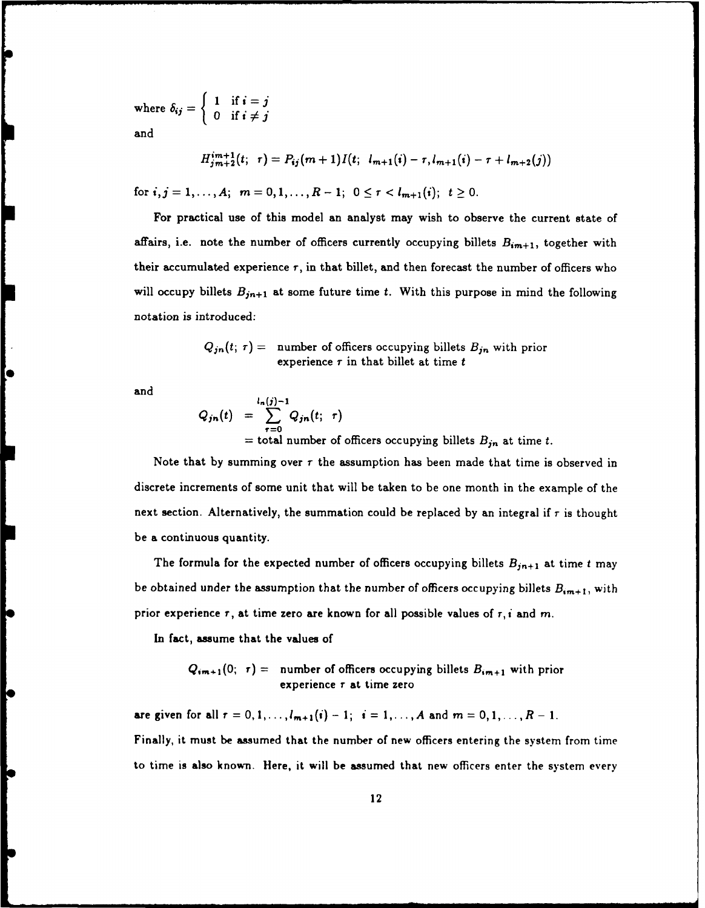where $\delta_{ij} = \begin{cases} 1 & \text{if } i = j \\ 0 & \text{if } i \neq j \end{cases}$

and

$$H^{im+1}_{jm+2}(t;\ \tau) = P_{ij}(m+1)I(t;\ l_{m+1}(i) - \tau, l_{m+1}(i) - \tau + l_{m+2}(j))$$

for $i, j = 1, \ldots, A;\ m = 0, 1, \ldots, R-1;\ 0 \leq \tau < l_{m+1}(i);\ t \geq 0.$

For practical use of this model an analyst may wish to observe the current state of affairs, i.e. note the number of officers currently occupying billets $B_{im+1}$, together with their accumulated experience $\tau$, in that billet, and then forecast the number of officers who will occupy billets $B_{jn+1}$ at some future time $t$. With this purpose in mind the following notation is introduced:

$Q_{jn}(t;\ \tau) =$ number of officers occupying billets $B_{jn}$ with prior experience $\tau$ in that billet at time $t$

and

$$Q_{jn}(t) = \sum_{\tau=0}^{l_n(j)-1} Q_{jn}(t;\ \tau)$$

$=$ total number of officers occupying billets $B_{jn}$ at time $t$.

Note that by summing over $\tau$ the assumption has been made that time is observed in discrete increments of some unit that will be taken to be one month in the example of the next section. Alternatively, the summation could be replaced by an integral if $\tau$ is thought be a continuous quantity.

The formula for the expected number of officers occupying billets $B_{jn+1}$ at time $t$ may be obtained under the assumption that the number of officers occupying billets $B_{im+1}$, with prior experience $\tau$, at time zero are known for all possible values of $\tau, i$ and $m$.

In fact, assume that the values of

$Q_{im+1}(0;\ \tau) =$ number of officers occupying billets $B_{im+1}$ with prior experience $\tau$ at time zero

are given for all $\tau = 0, 1, \ldots, l_{m+1}(i) - 1;\ i = 1, \ldots, A$ and $m = 0, 1, \ldots, R-1$.

Finally, it must be assumed that the number of new officers entering the system from time to time is also known. Here, it will be assumed that new officers enter the system every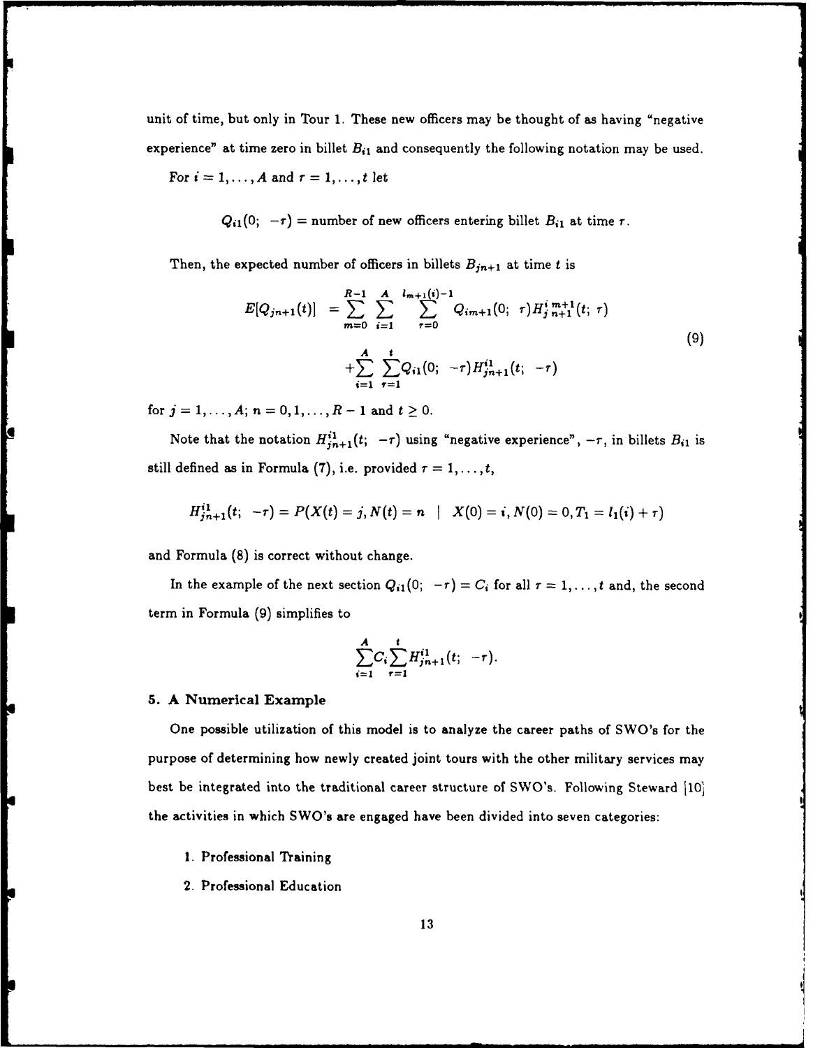unit of time, but only in Tour 1. These new officers may be thought of as having "negative experience" at time zero in billet $B_{i1}$ and consequently the following notation may be used.

For $i = 1, \ldots, A$ and $\tau = 1, \ldots, t$ let

$$Q_{i1}(0;\ -\tau) = \text{number of new officers entering billet } B_{i1} \text{ at time } \tau.$$

Then, the expected number of officers in billets $B_{jn+1}$ at time $t$ is

$$\begin{aligned} E[Q_{jn+1}(t)] &= \sum_{m=0}^{R-1} \sum_{i=1}^{A} \sum_{\tau=0}^{l_{m+1}(i)-1} Q_{im+1}(0;\ \tau) H_{j\,n+1}^{i\,m+1}(t;\ \tau) \\ &+ \sum_{i=1}^{A} \sum_{\tau=1}^{t} Q_{i1}(0;\ -\tau) H_{jn+1}^{i1}(t;\ -\tau) \end{aligned} \tag{9}$$

for $j = 1, \ldots, A$; $n = 0, 1, \ldots, R-1$ and $t \geq 0$.

Note that the notation $H_{jn+1}^{i1}(t;\ -\tau)$ using "negative experience", $-\tau$, in billets $B_{i1}$ is still defined as in Formula (7), i.e. provided $\tau = 1, \ldots, t$,

$$H_{jn+1}^{i1}(t;\ -\tau) = P(X(t) = j, N(t) = n \ \mid \ X(0) = i, N(0) = 0, T_1 = l_1(i) + \tau)$$

and Formula (8) is correct without change.

In the example of the next section $Q_{i1}(0;\ -\tau) = C_i$ for all $\tau = 1, \ldots, t$ and, the second term in Formula (9) simplifies to

$$\sum_{i=1}^{A} C_i \sum_{\tau=1}^{t} H_{jn+1}^{i1}(t;\ -\tau).$$

## 5. A Numerical Example

One possible utilization of this model is to analyze the career paths of SWO's for the purpose of determining how newly created joint tours with the other military services may best be integrated into the traditional career structure of SWO's. Following Steward [10] the activities in which SWO's are engaged have been divided into seven categories:

1. Professional Training
2. Professional Education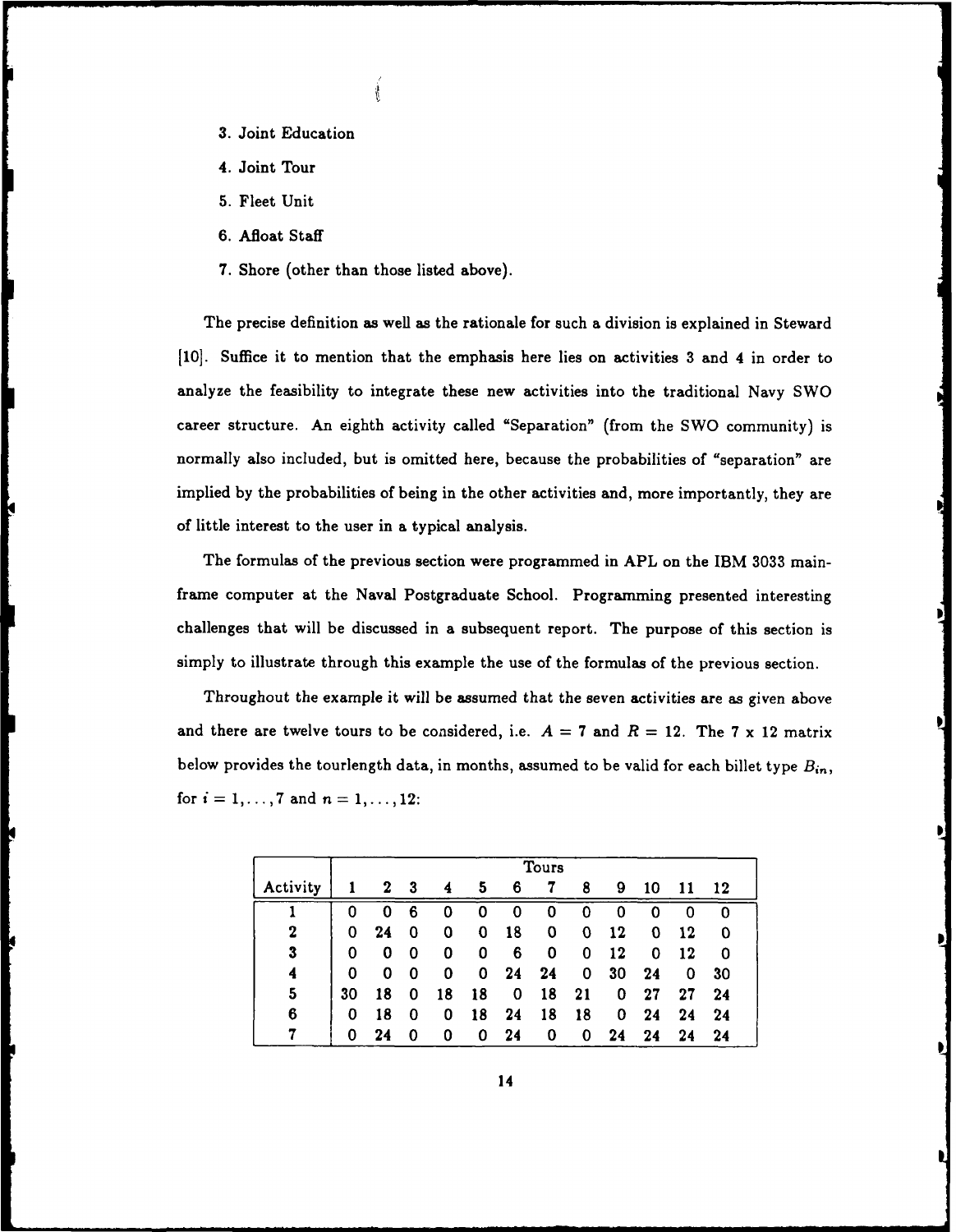3. Joint Education
4. Joint Tour
5. Fleet Unit
6. Afloat Staff
7. Shore (other than those listed above).

The precise definition as well as the rationale for such a division is explained in Steward [10]. Suffice it to mention that the emphasis here lies on activities 3 and 4 in order to analyze the feasibility to integrate these new activities into the traditional Navy SWO career structure. An eighth activity called "Separation" (from the SWO community) is normally also included, but is omitted here, because the probabilities of "separation" are implied by the probabilities of being in the other activities and, more importantly, they are of little interest to the user in a typical analysis.

The formulas of the previous section were programmed in APL on the IBM 3033 mainframe computer at the Naval Postgraduate School. Programming presented interesting challenges that will be discussed in a subsequent report. The purpose of this section is simply to illustrate through this example the use of the formulas of the previous section.

Throughout the example it will be assumed that the seven activities are as given above and there are twelve tours to be considered, i.e. $A = 7$ and $R = 12$. The 7 x 12 matrix below provides the tourlength data, in months, assumed to be valid for each billet type $B_{in}$, for $i = 1, \ldots, 7$ and $n = 1, \ldots, 12$:

| | Tours | | | | | | | | | | | |
|---|---|---|---|---|---|---|---|---|---|---|---|---|
| Activity | 1 | 2 | 3 | 4 | 5 | 6 | 7 | 8 | 9 | 10 | 11 | 12 |
| 1 | 0 | 0 | 6 | 0 | 0 | 0 | 0 | 0 | 0 | 0 | 0 | 0 |
| 2 | 0 | 24 | 0 | 0 | 0 | 18 | 0 | 0 | 12 | 0 | 12 | 0 |
| 3 | 0 | 0 | 0 | 0 | 0 | 6 | 0 | 0 | 12 | 0 | 12 | 0 |
| 4 | 0 | 0 | 0 | 0 | 0 | 24 | 24 | 0 | 30 | 24 | 0 | 30 |
| 5 | 30 | 18 | 0 | 18 | 18 | 0 | 18 | 21 | 0 | 27 | 27 | 24 |
| 6 | 0 | 18 | 0 | 0 | 18 | 24 | 18 | 18 | 0 | 24 | 24 | 24 |
| 7 | 0 | 24 | 0 | 0 | 0 | 24 | 0 | 0 | 24 | 24 | 24 | 24 |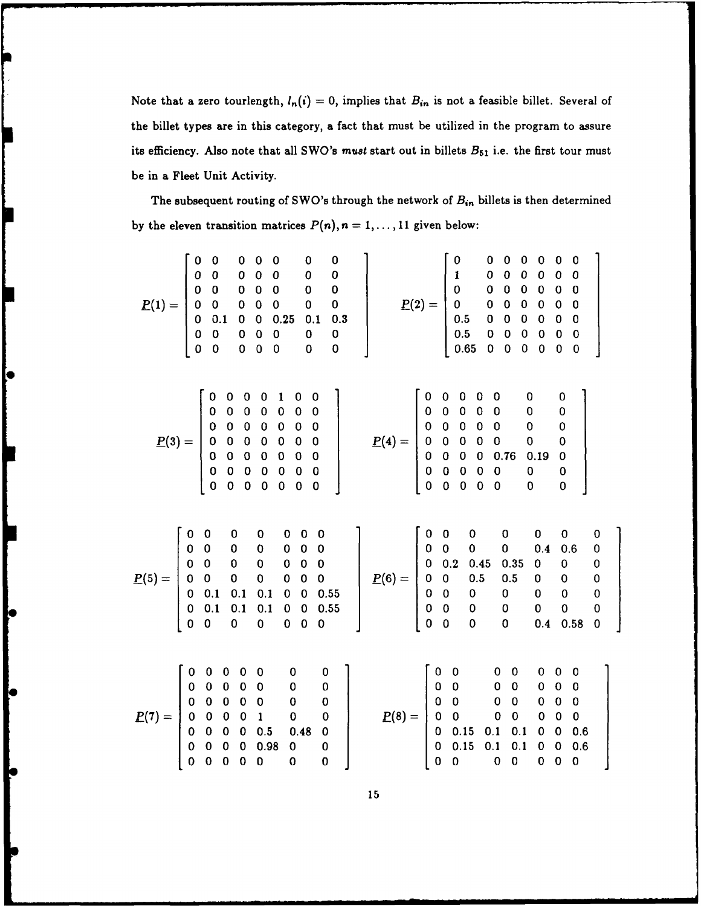Note that a zero tourlength, $l_n(i) = 0$, implies that $B_{in}$ is not a feasible billet. Several of the billet types are in this category, a fact that must be utilized in the program to assure its efficiency. Also note that all SWO's *must* start out in billets $B_{51}$ i.e. the first tour must be in a Fleet Unit Activity.

The subsequent routing of SWO's through the network of $B_{in}$ billets is then determined by the eleven transition matrices $P(n), n = 1, \ldots, 11$ given below:

$$\underline{P}(1) = \begin{bmatrix} 0 & 0 & 0 & 0 & 0 & 0 & 0 \\ 0 & 0 & 0 & 0 & 0 & 0 & 0 \\ 0 & 0 & 0 & 0 & 0 & 0 & 0 \\ 0 & 0 & 0 & 0 & 0 & 0 & 0 \\ 0 & 0.1 & 0 & 0 & 0.25 & 0.1 & 0.3 \\ 0 & 0 & 0 & 0 & 0 & 0 & 0 \\ 0 & 0 & 0 & 0 & 0 & 0 & 0 \end{bmatrix} \qquad \underline{P}(2) = \begin{bmatrix} 0 & 0 & 0 & 0 & 0 & 0 & 0 \\ 1 & 0 & 0 & 0 & 0 & 0 & 0 \\ 0 & 0 & 0 & 0 & 0 & 0 & 0 \\ 0 & 0 & 0 & 0 & 0 & 0 & 0 \\ 0.5 & 0 & 0 & 0 & 0 & 0 & 0 \\ 0.5 & 0 & 0 & 0 & 0 & 0 & 0 \\ 0.65 & 0 & 0 & 0 & 0 & 0 & 0 \end{bmatrix}$$

$$\underline{P}(3) = \begin{bmatrix} 0 & 0 & 0 & 0 & 1 & 0 & 0 \\ 0 & 0 & 0 & 0 & 0 & 0 & 0 \\ 0 & 0 & 0 & 0 & 0 & 0 & 0 \\ 0 & 0 & 0 & 0 & 0 & 0 & 0 \\ 0 & 0 & 0 & 0 & 0 & 0 & 0 \\ 0 & 0 & 0 & 0 & 0 & 0 & 0 \\ 0 & 0 & 0 & 0 & 0 & 0 & 0 \end{bmatrix} \qquad \underline{P}(4) = \begin{bmatrix} 0 & 0 & 0 & 0 & 0 & 0 & 0 \\ 0 & 0 & 0 & 0 & 0 & 0 & 0 \\ 0 & 0 & 0 & 0 & 0 & 0 & 0 \\ 0 & 0 & 0 & 0 & 0 & 0 & 0 \\ 0 & 0 & 0 & 0 & 0.76 & 0.19 & 0 \\ 0 & 0 & 0 & 0 & 0 & 0 & 0 \\ 0 & 0 & 0 & 0 & 0 & 0 & 0 \end{bmatrix}$$

$$\underline{P}(5) = \begin{bmatrix} 0 & 0 & 0 & 0 & 0 & 0 & 0 \\ 0 & 0 & 0 & 0 & 0 & 0 & 0 \\ 0 & 0 & 0 & 0 & 0 & 0 & 0 \\ 0 & 0 & 0 & 0 & 0 & 0 & 0 \\ 0 & 0.1 & 0.1 & 0.1 & 0 & 0 & 0.55 \\ 0 & 0.1 & 0.1 & 0.1 & 0 & 0 & 0.55 \\ 0 & 0 & 0 & 0 & 0 & 0 & 0 \end{bmatrix} \qquad \underline{P}(6) = \begin{bmatrix} 0 & 0 & 0 & 0 & 0 & 0 & 0 \\ 0 & 0 & 0 & 0 & 0.4 & 0.6 & 0 \\ 0 & 0.2 & 0.45 & 0.35 & 0 & 0 & 0 \\ 0 & 0 & 0.5 & 0.5 & 0 & 0 & 0 \\ 0 & 0 & 0 & 0 & 0 & 0 & 0 \\ 0 & 0 & 0 & 0 & 0 & 0 & 0 \\ 0 & 0 & 0 & 0 & 0.4 & 0.58 & 0 \end{bmatrix}$$

$$\underline{P}(7) = \begin{bmatrix} 0 & 0 & 0 & 0 & 0 & 0 & 0 \\ 0 & 0 & 0 & 0 & 0 & 0 & 0 \\ 0 & 0 & 0 & 0 & 0 & 0 & 0 \\ 0 & 0 & 0 & 0 & 1 & 0 & 0 \\ 0 & 0 & 0 & 0 & 0.5 & 0.48 & 0 \\ 0 & 0 & 0 & 0 & 0.98 & 0 & 0 \\ 0 & 0 & 0 & 0 & 0 & 0 & 0 \end{bmatrix} \qquad \underline{P}(8) = \begin{bmatrix} 0 & 0 & 0 & 0 & 0 & 0 & 0 \\ 0 & 0 & 0 & 0 & 0 & 0 & 0 \\ 0 & 0 & 0 & 0 & 0 & 0 & 0 \\ 0 & 0 & 0 & 0 & 0 & 0 & 0 \\ 0 & 0.15 & 0.1 & 0.1 & 0 & 0 & 0.6 \\ 0 & 0.15 & 0.1 & 0.1 & 0 & 0 & 0.6 \\ 0 & 0 & 0 & 0 & 0 & 0 & 0 \end{bmatrix}$$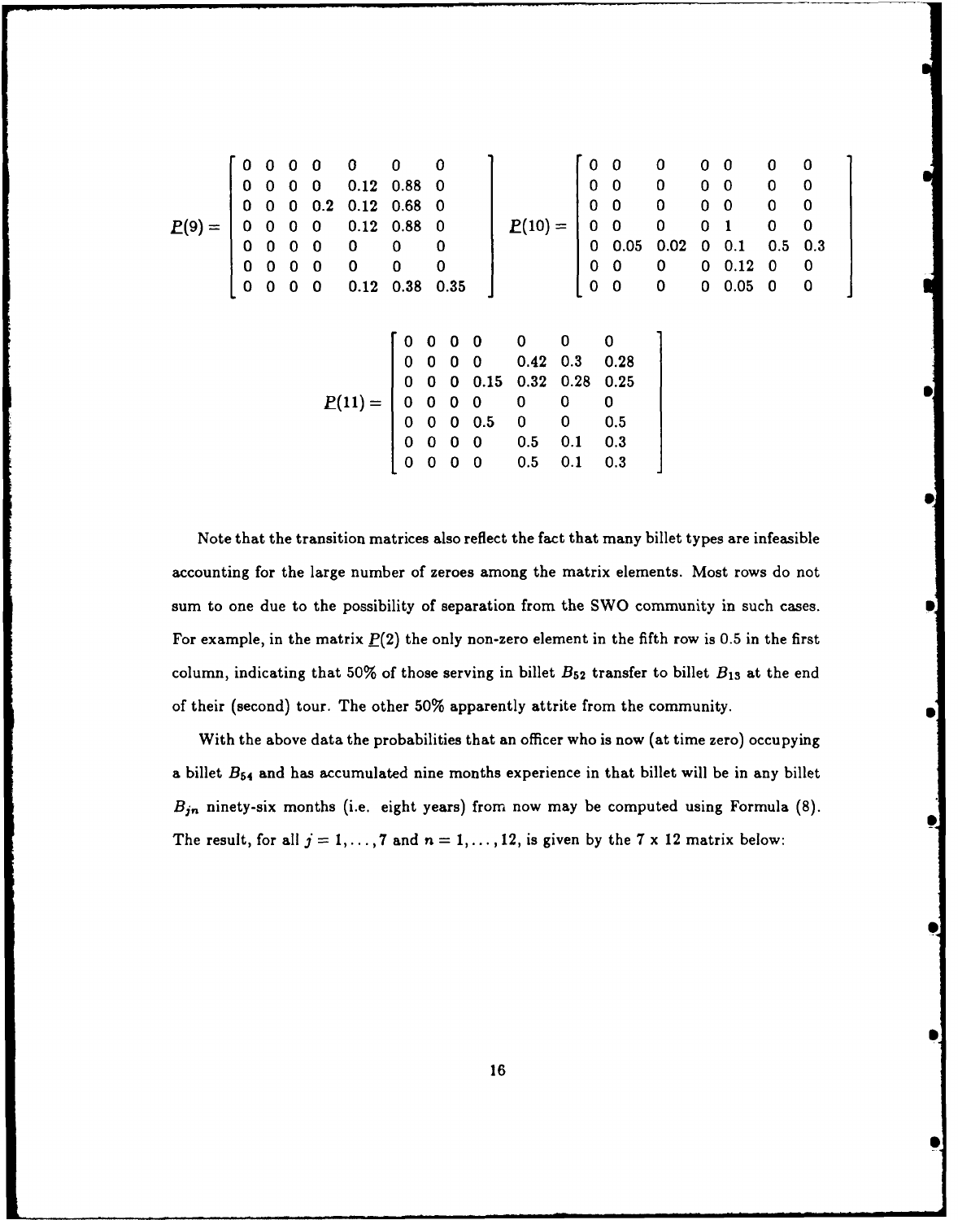$$
\underline{P}(9) = \begin{bmatrix} 0 & 0 & 0 & 0 & 0 & 0 & 0 \\ 0 & 0 & 0 & 0 & 0.12 & 0.88 & 0 \\ 0 & 0 & 0 & 0.2 & 0.12 & 0.68 & 0 \\ 0 & 0 & 0 & 0 & 0.12 & 0.88 & 0 \\ 0 & 0 & 0 & 0 & 0 & 0 & 0 \\ 0 & 0 & 0 & 0 & 0 & 0 & 0 \\ 0 & 0 & 0 & 0 & 0.12 & 0.38 & 0.35 \end{bmatrix} \quad \underline{P}(10) = \begin{bmatrix} 0 & 0 & 0 & 0 & 0 & 0 & 0 \\ 0 & 0 & 0 & 0 & 0 & 0 & 0 \\ 0 & 0 & 0 & 0 & 0 & 0 & 0 \\ 0 & 0 & 0 & 0 & 1 & 0 & 0 \\ 0 & 0.05 & 0.02 & 0 & 0.1 & 0.5 & 0.3 \\ 0 & 0 & 0 & 0 & 0.12 & 0 & 0 \\ 0 & 0 & 0 & 0 & 0.05 & 0 & 0 \end{bmatrix}
$$

$$
\underline{P}(11) = \begin{bmatrix} 0 & 0 & 0 & 0 & 0 & 0 & 0 \\ 0 & 0 & 0 & 0 & 0.42 & 0.3 & 0.28 \\ 0 & 0 & 0 & 0.15 & 0.32 & 0.28 & 0.25 \\ 0 & 0 & 0 & 0 & 0 & 0 & 0 \\ 0 & 0 & 0 & 0.5 & 0 & 0 & 0.5 \\ 0 & 0 & 0 & 0 & 0.5 & 0.1 & 0.3 \\ 0 & 0 & 0 & 0 & 0.5 & 0.1 & 0.3 \end{bmatrix}
$$

Note that the transition matrices also reflect the fact that many billet types are infeasible accounting for the large number of zeroes among the matrix elements. Most rows do not sum to one due to the possibility of separation from the SWO community in such cases. For example, in the matrix $\underline{P}(2)$ the only non-zero element in the fifth row is 0.5 in the first column, indicating that 50% of those serving in billet $B_{52}$ transfer to billet $B_{13}$ at the end of their (second) tour. The other 50% apparently attrite from the community.

With the above data the probabilities that an officer who is now (at time zero) occupying a billet $B_{54}$ and has accumulated nine months experience in that billet will be in any billet $B_{jn}$ ninety-six months (i.e. eight years) from now may be computed using Formula (8). The result, for all $j = 1, \ldots, 7$ and $n = 1, \ldots, 12$, is given by the 7 x 12 matrix below: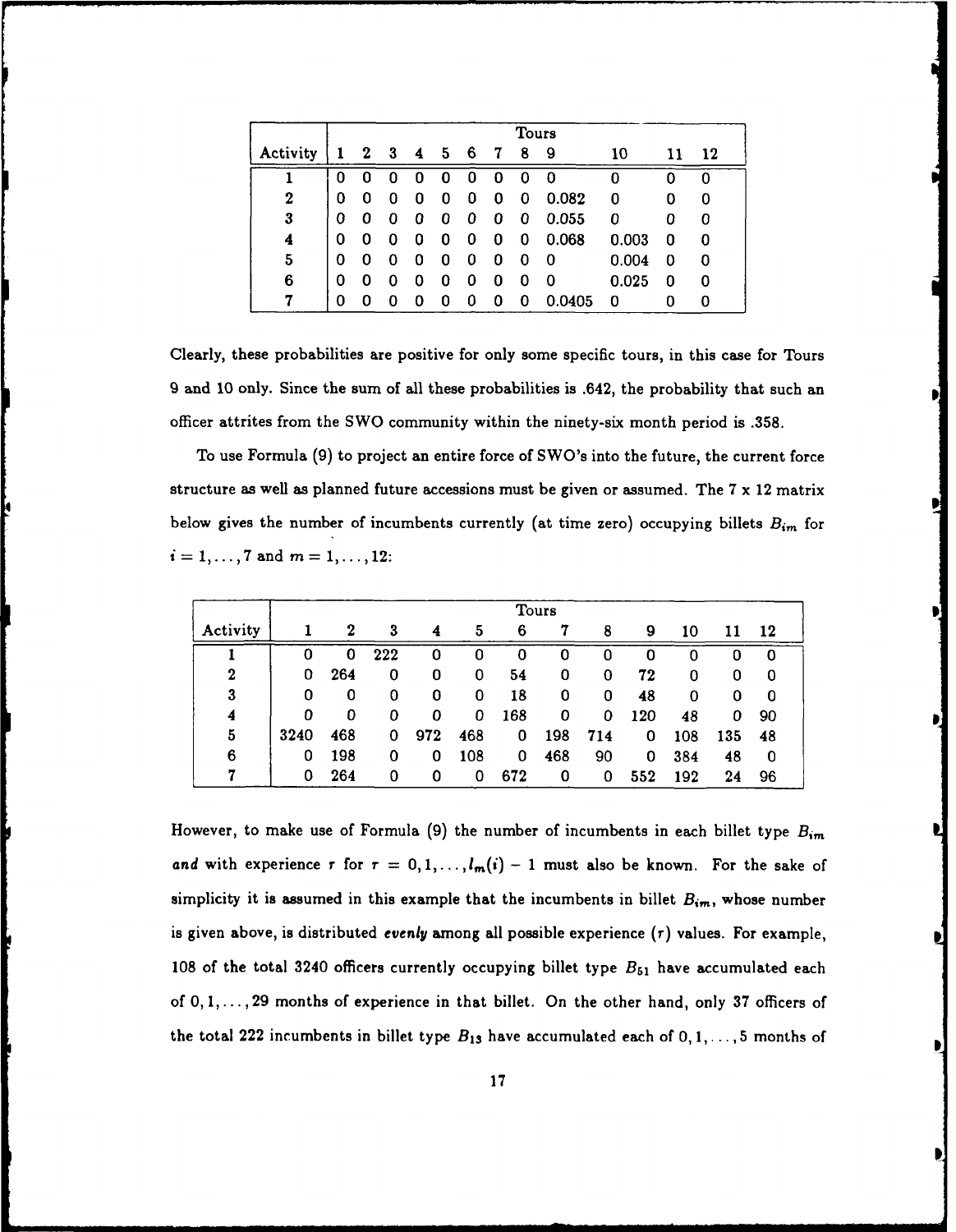| Activity | Tours | | | | | | | | | | | |
|---|---|---|---|---|---|---|---|---|---|---|---|---|
| | 1 | 2 | 3 | 4 | 5 | 6 | 7 | 8 | 9 | 10 | 11 | 12 |
| 1 | 0 | 0 | 0 | 0 | 0 | 0 | 0 | 0 | 0 | 0 | 0 | 0 |
| 2 | 0 | 0 | 0 | 0 | 0 | 0 | 0 | 0 | 0.082 | 0 | 0 | 0 |
| 3 | 0 | 0 | 0 | 0 | 0 | 0 | 0 | 0 | 0.055 | 0 | 0 | 0 |
| 4 | 0 | 0 | 0 | 0 | 0 | 0 | 0 | 0 | 0.068 | 0.003 | 0 | 0 |
| 5 | 0 | 0 | 0 | 0 | 0 | 0 | 0 | 0 | 0 | 0.004 | 0 | 0 |
| 6 | 0 | 0 | 0 | 0 | 0 | 0 | 0 | 0 | 0 | 0.025 | 0 | 0 |
| 7 | 0 | 0 | 0 | 0 | 0 | 0 | 0 | 0 | 0.0405 | 0 | 0 | 0 |

Clearly, these probabilities are positive for only some specific tours, in this case for Tours 9 and 10 only. Since the sum of all these probabilities is .642, the probability that such an officer attrites from the SWO community within the ninety-six month period is .358.

To use Formula (9) to project an entire force of SWO's into the future, the current force structure as well as planned future accessions must be given or assumed. The 7 x 12 matrix below gives the number of incumbents currently (at time zero) occupying billets $B_{im}$ for $i = 1, \ldots, 7$ and $m = 1, \ldots, 12$:

| Activity | Tours | | | | | | | | | | | |
|---|---|---|---|---|---|---|---|---|---|---|---|---|
| | 1 | 2 | 3 | 4 | 5 | 6 | 7 | 8 | 9 | 10 | 11 | 12 |
| 1 | 0 | 0 | 222 | 0 | 0 | 0 | 0 | 0 | 0 | 0 | 0 | 0 |
| 2 | 0 | 264 | 0 | 0 | 0 | 54 | 0 | 0 | 72 | 0 | 0 | 0 |
| 3 | 0 | 0 | 0 | 0 | 0 | 18 | 0 | 0 | 48 | 0 | 0 | 0 |
| 4 | 0 | 0 | 0 | 0 | 0 | 168 | 0 | 0 | 120 | 48 | 0 | 90 |
| 5 | 3240 | 468 | 0 | 972 | 468 | 0 | 198 | 714 | 0 | 108 | 135 | 48 |
| 6 | 0 | 198 | 0 | 0 | 108 | 0 | 468 | 90 | 0 | 384 | 48 | 0 |
| 7 | 0 | 264 | 0 | 0 | 0 | 672 | 0 | 0 | 552 | 192 | 24 | 96 |

However, to make use of Formula (9) the number of incumbents in each billet type $B_{im}$ *and* with experience $r$ for $r = 0, 1, \ldots, l_m(i) - 1$ must also be known. For the sake of simplicity it is assumed in this example that the incumbents in billet $B_{im}$, whose number is given above, is distributed *evenly* among all possible experience ($r$) values. For example, 108 of the total 3240 officers currently occupying billet type $B_{51}$ have accumulated each of $0, 1, \ldots, 29$ months of experience in that billet. On the other hand, only 37 officers of the total 222 incumbents in billet type $B_{13}$ have accumulated each of $0, 1, \ldots, 5$ months of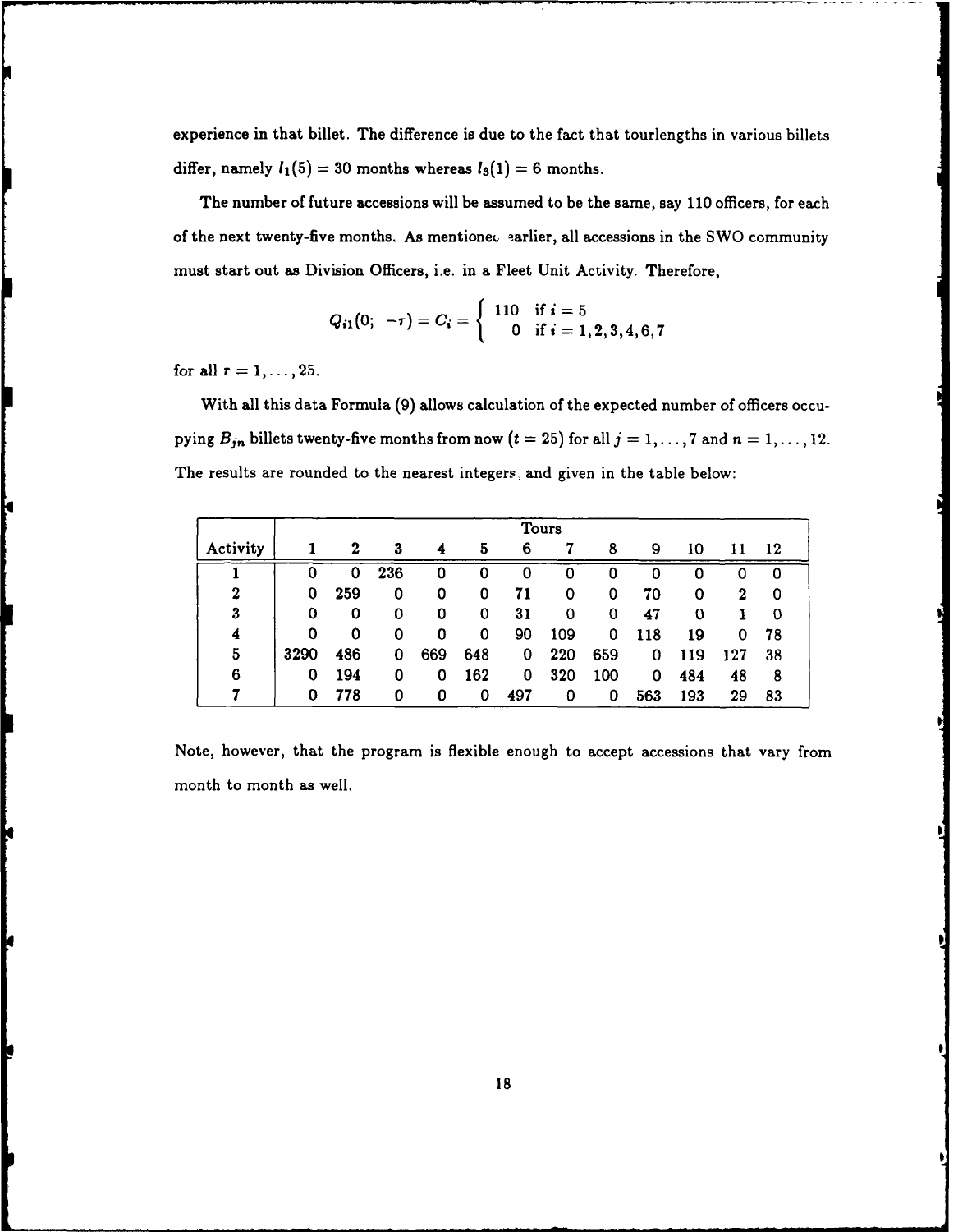experience in that billet. The difference is due to the fact that tourlengths in various billets differ, namely $l_1(5) = 30$ months whereas $l_3(1) = 6$ months.

The number of future accessions will be assumed to be the same, say 110 officers, for each of the next twenty-five months. As mentioned earlier, all accessions in the SWO community must start out as Division Officers, i.e. in a Fleet Unit Activity. Therefore,

$$Q_{i1}(0;\ -r) = C_i = \begin{cases} 110 & \text{if } i = 5 \\ 0 & \text{if } i = 1,2,3,4,6,7 \end{cases}$$

for all $r = 1, \ldots, 25$.

With all this data Formula (9) allows calculation of the expected number of officers occupying $B_{jn}$ billets twenty-five months from now ($t = 25$) for all $j = 1, \ldots, 7$ and $n = 1, \ldots, 12$. The results are rounded to the nearest integers, and given in the table below:

| | Tours | | | | | | | | | | | |
|---|---|---|---|---|---|---|---|---|---|---|---|---|
| Activity | 1 | 2 | 3 | 4 | 5 | 6 | 7 | 8 | 9 | 10 | 11 | 12 |
| 1 | 0 | 0 | 236 | 0 | 0 | 0 | 0 | 0 | 0 | 0 | 0 | 0 |
| 2 | 0 | 259 | 0 | 0 | 0 | 71 | 0 | 0 | 70 | 0 | 2 | 0 |
| 3 | 0 | 0 | 0 | 0 | 0 | 31 | 0 | 0 | 47 | 0 | 1 | 0 |
| 4 | 0 | 0 | 0 | 0 | 0 | 90 | 109 | 0 | 118 | 19 | 0 | 78 |
| 5 | 3290 | 486 | 0 | 669 | 648 | 0 | 220 | 659 | 0 | 119 | 127 | 38 |
| 6 | 0 | 194 | 0 | 0 | 162 | 0 | 320 | 100 | 0 | 484 | 48 | 8 |
| 7 | 0 | 778 | 0 | 0 | 0 | 497 | 0 | 0 | 563 | 193 | 29 | 83 |

Note, however, that the program is flexible enough to accept accessions that vary from month to month as well.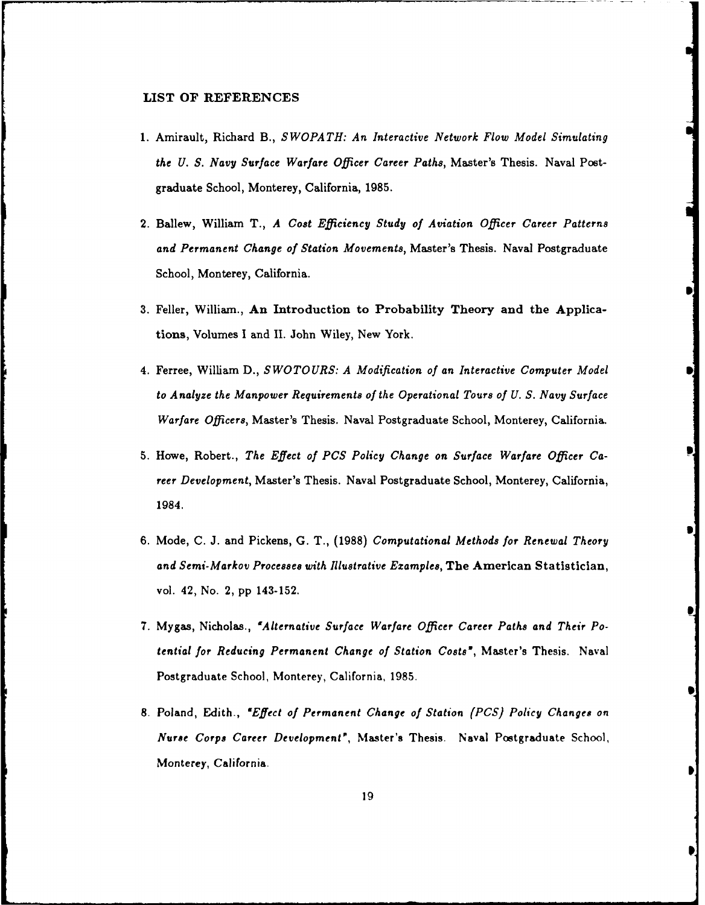## LIST OF REFERENCES

1. Amirault, Richard B., *SWOPATH: An Interactive Network Flow Model Simulating the U. S. Navy Surface Warfare Officer Career Paths*, Master's Thesis. Naval Postgraduate School, Monterey, California, 1985.

2. Ballew, William T., *A Cost Efficiency Study of Aviation Officer Career Patterns and Permanent Change of Station Movements*, Master's Thesis. Naval Postgraduate School, Monterey, California.

3. Feller, William., **An Introduction to Probability Theory and the Applications**, Volumes I and II. John Wiley, New York.

4. Ferree, William D., *SWOTOURS: A Modification of an Interactive Computer Model to Analyze the Manpower Requirements of the Operational Tours of U. S. Navy Surface Warfare Officers*, Master's Thesis. Naval Postgraduate School, Monterey, California.

5. Howe, Robert., *The Effect of PCS Policy Change on Surface Warfare Officer Career Development*, Master's Thesis. Naval Postgraduate School, Monterey, California, 1984.

6. Mode, C. J. and Pickens, G. T., (1988) *Computational Methods for Renewal Theory and Semi-Markov Processes with Illustrative Examples*, **The American Statistician**, vol. 42, No. 2, pp 143-152.

7. Mygas, Nicholas., *"Alternative Surface Warfare Officer Career Paths and Their Potential for Reducing Permanent Change of Station Costs"*, Master's Thesis. Naval Postgraduate School, Monterey, California, 1985.

8. Poland, Edith., *"Effect of Permanent Change of Station (PCS) Policy Changes on Nurse Corps Career Development"*, Master's Thesis. Naval Postgraduate School, Monterey, California.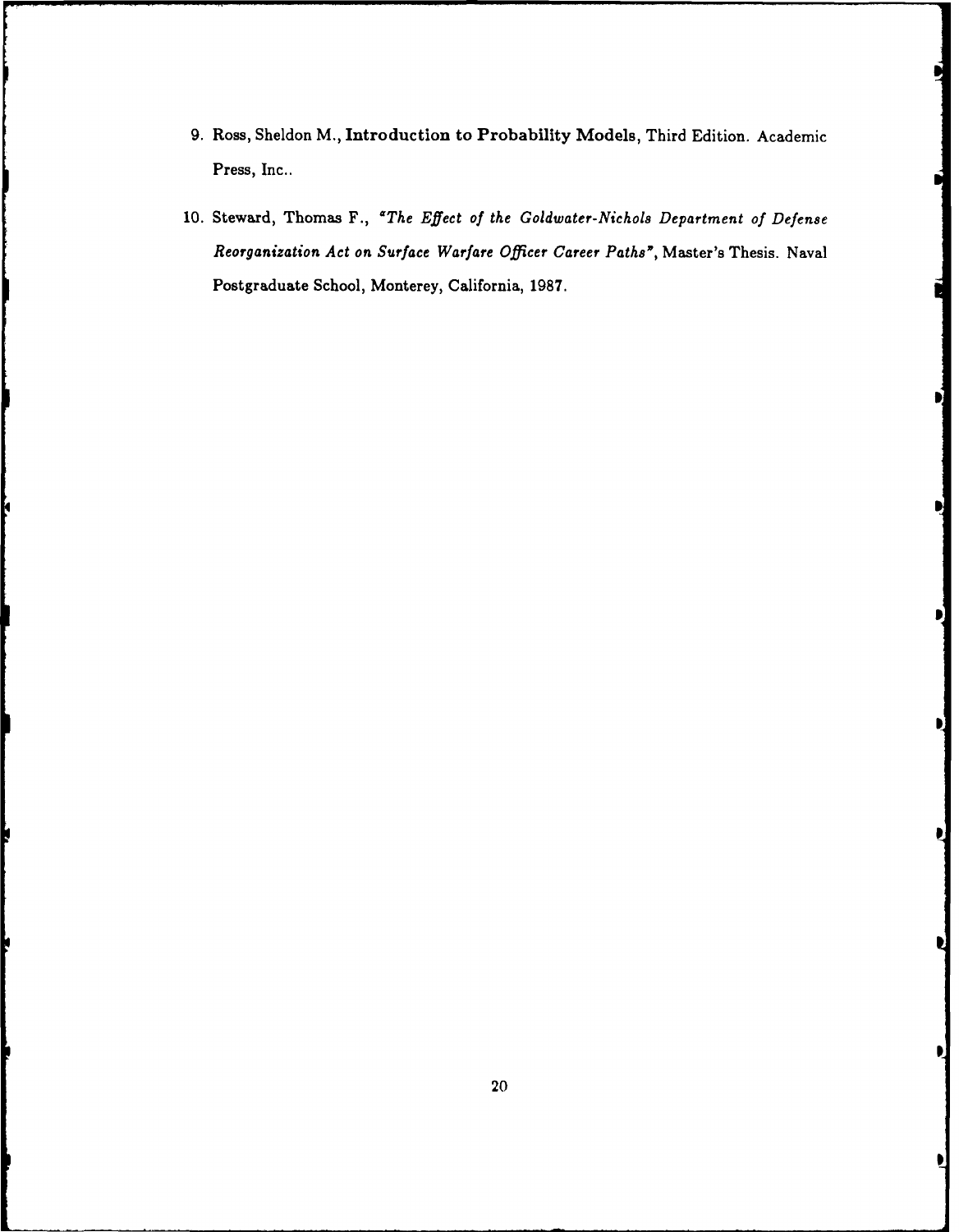9. Ross, Sheldon M., **Introduction to Probability Models**, Third Edition. Academic Press, Inc..

10. Steward, Thomas F., *"The Effect of the Goldwater-Nichols Department of Defense Reorganization Act on Surface Warfare Officer Career Paths"*, Master's Thesis. Naval Postgraduate School, Monterey, California, 1987.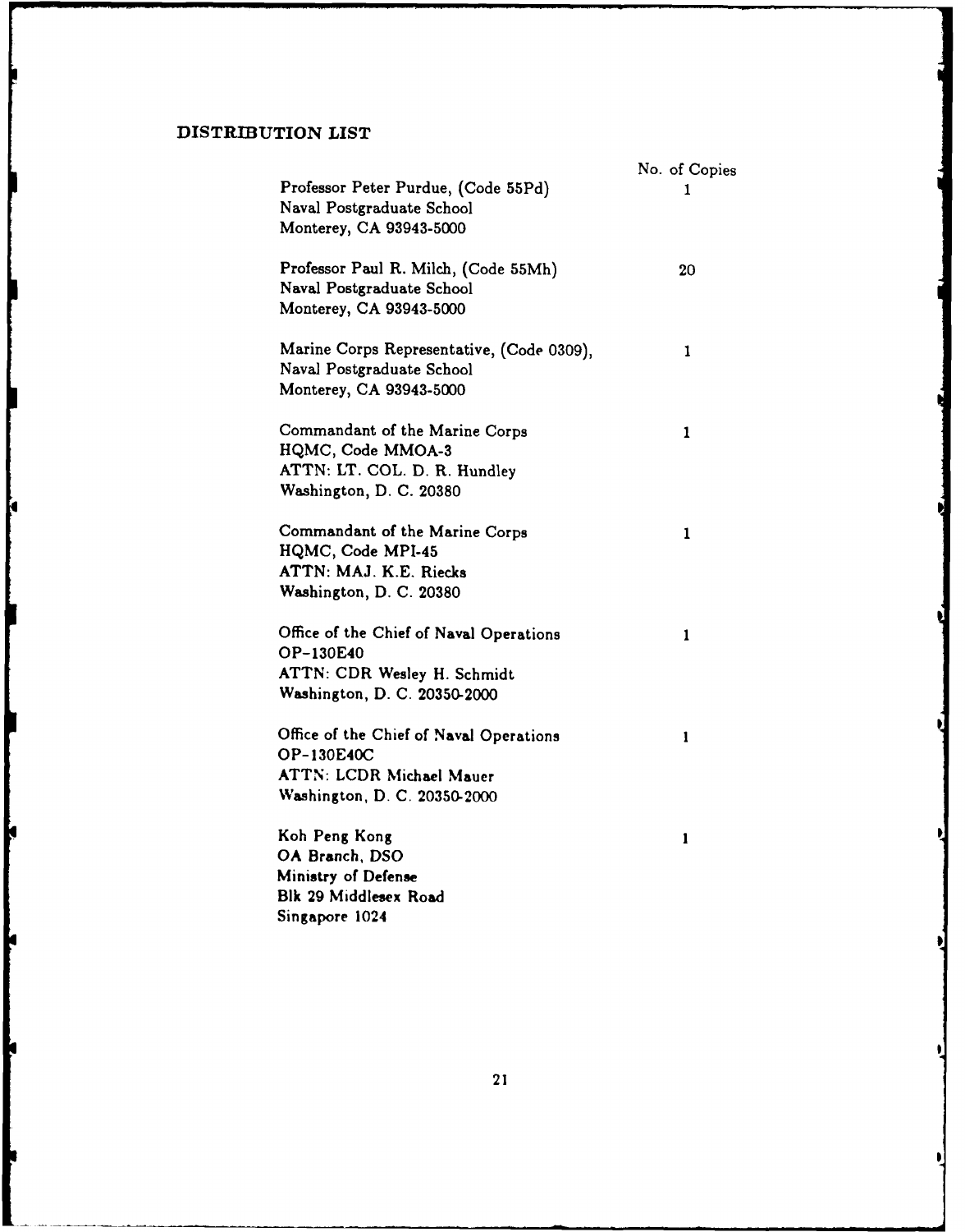## DISTRIBUTION LIST

| | No. of Copies |
|---|---|
| Professor Peter Purdue, (Code 55Pd)<br>Naval Postgraduate School<br>Monterey, CA 93943-5000 | 1 |
| Professor Paul R. Milch, (Code 55Mh)<br>Naval Postgraduate School<br>Monterey, CA 93943-5000 | 20 |
| Marine Corps Representative, (Code 0309),<br>Naval Postgraduate School<br>Monterey, CA 93943-5000 | 1 |
| Commandant of the Marine Corps<br>HQMC, Code MMOA-3<br>ATTN: LT. COL. D. R. Hundley<br>Washington, D. C. 20380 | 1 |
| Commandant of the Marine Corps<br>HQMC, Code MPI-45<br>ATTN: MAJ. K.E. Riecks<br>Washington, D. C. 20380 | 1 |
| Office of the Chief of Naval Operations<br>OP-130E40<br>ATTN: CDR Wesley H. Schmidt<br>Washington, D. C. 20350-2000 | 1 |
| Office of the Chief of Naval Operations<br>OP-130E40C<br>ATTN: LCDR Michael Mauer<br>Washington, D. C. 20350-2000 | 1 |
| Koh Peng Kong<br>OA Branch, DSO<br>Ministry of Defense<br>Blk 29 Middlesex Road<br>Singapore 1024 | 1 |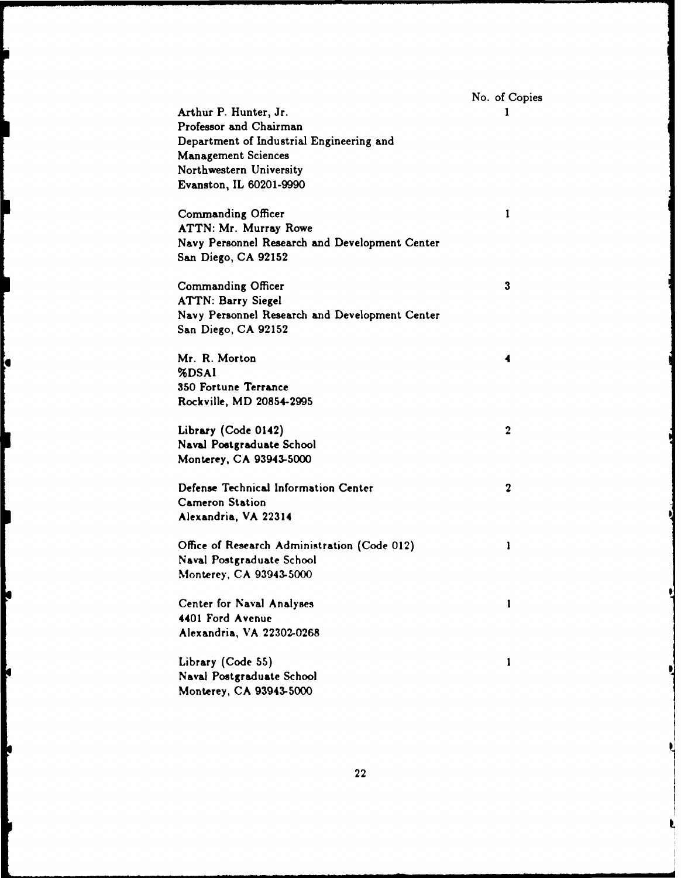| | No. of Copies |
|---|---|
| Arthur P. Hunter, Jr.<br>Professor and Chairman<br>Department of Industrial Engineering and<br>Management Sciences<br>Northwestern University<br>Evanston, IL 60201-9990 | 1 |
| Commanding Officer<br>ATTN: Mr. Murray Rowe<br>Navy Personnel Research and Development Center<br>San Diego, CA 92152 | 1 |
| Commanding Officer<br>ATTN: Barry Siegel<br>Navy Personnel Research and Development Center<br>San Diego, CA 92152 | 3 |
| Mr. R. Morton<br>%DSAI<br>350 Fortune Terrance<br>Rockville, MD 20854-2995 | 4 |
| Library (Code 0142)<br>Naval Postgraduate School<br>Monterey, CA 93943-5000 | 2 |
| Defense Technical Information Center<br>Cameron Station<br>Alexandria, VA 22314 | 2 |
| Office of Research Administration (Code 012)<br>Naval Postgraduate School<br>Monterey, CA 93943-5000 | 1 |
| Center for Naval Analyses<br>4401 Ford Avenue<br>Alexandria, VA 22302-0268 | 1 |
| Library (Code 55)<br>Naval Postgraduate School<br>Monterey, CA 93943-5000 | 1 |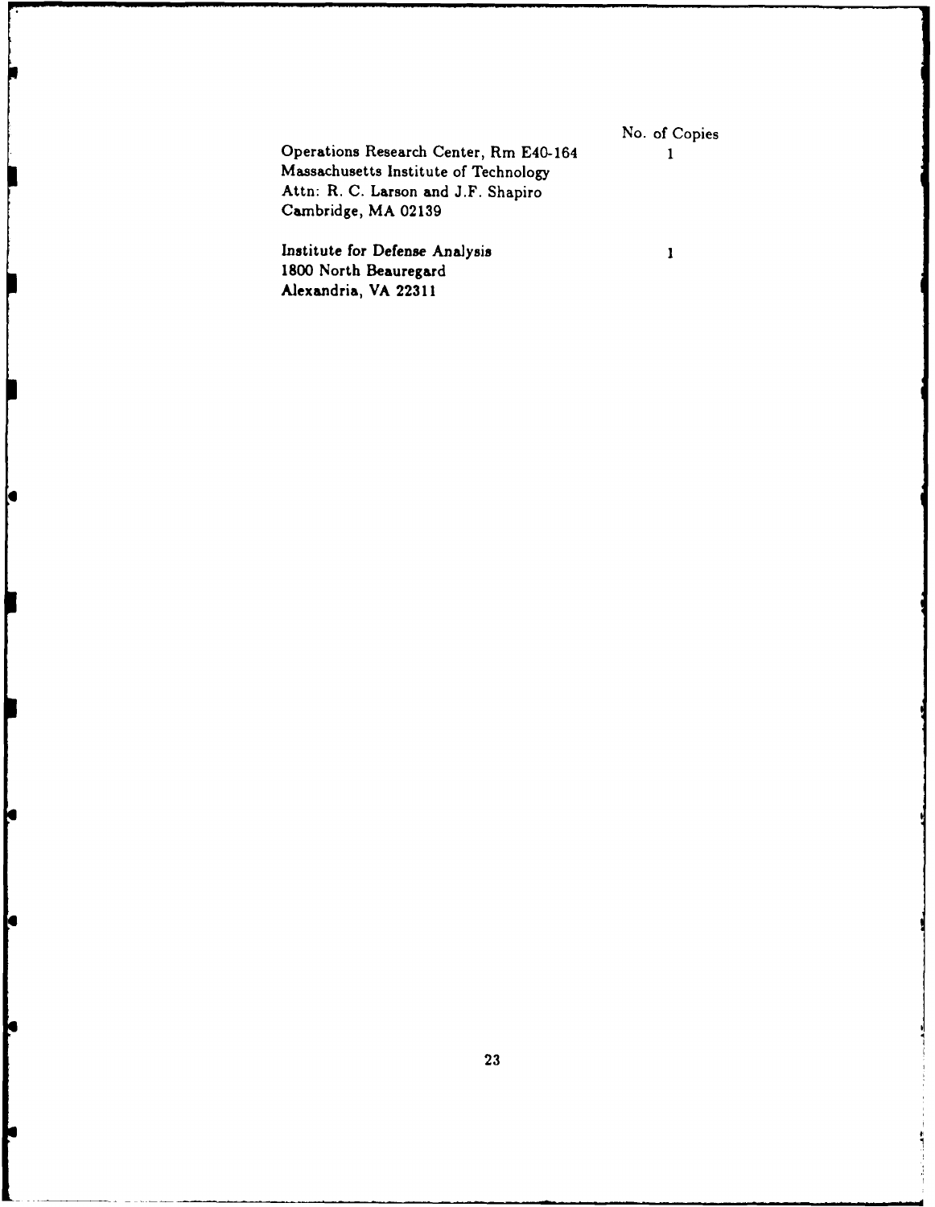| | No. of Copies |
|---|---|
| Operations Research Center, Rm E40-164<br>Massachusetts Institute of Technology<br>Attn: R. C. Larson and J.F. Shapiro<br>Cambridge, MA 02139 | 1 |
| Institute for Defense Analysis<br>1800 North Beauregard<br>Alexandria, VA 22311 | 1 |